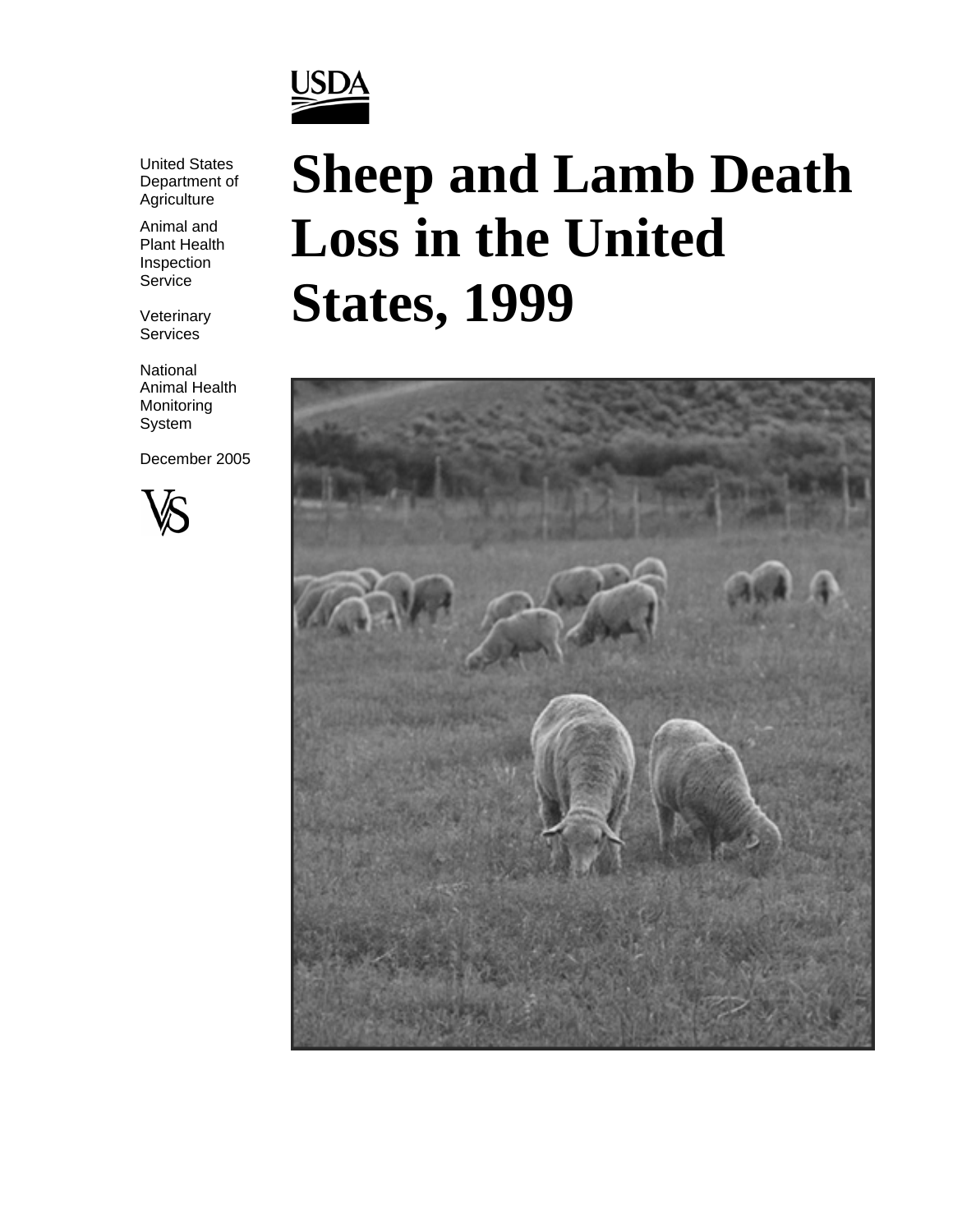USDA

United States Department of Agriculture

Animal and Plant Health Inspection Service

Veterinary Services

National Animal Health Monitoring System

December 2005

VS

# Sheep and Lamb Death Loss in the United States, 1999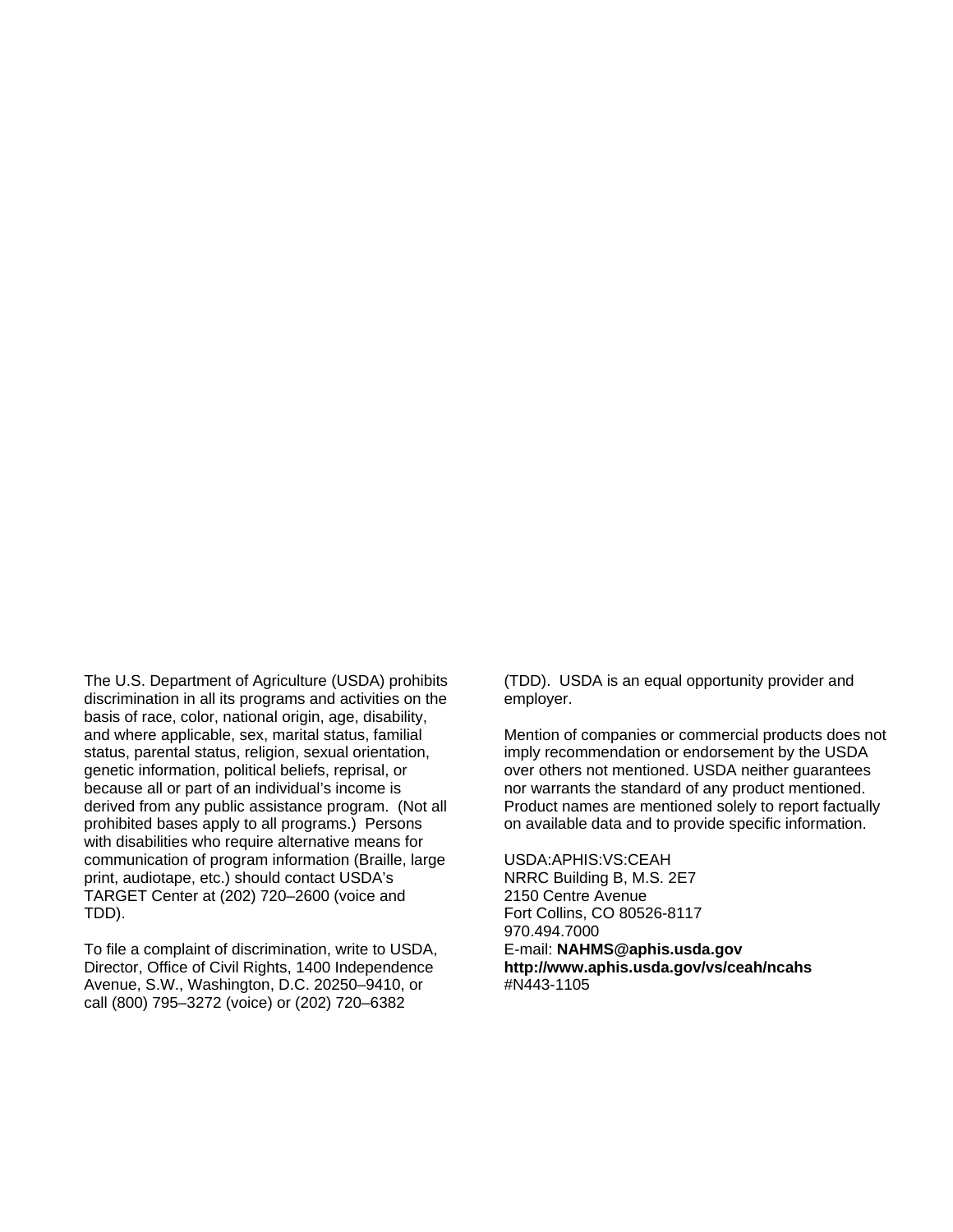The U.S. Department of Agriculture (USDA) prohibits discrimination in all its programs and activities on the basis of race, color, national origin, age, disability, and where applicable, sex, marital status, familial status, parental status, religion, sexual orientation, genetic information, political beliefs, reprisal, or because all or part of an individual's income is derived from any public assistance program. (Not all prohibited bases apply to all programs.) Persons with disabilities who require alternative means for communication of program information (Braille, large print, audiotape, etc.) should contact USDA's TARGET Center at (202) 720–2600 (voice and TDD).

To file a complaint of discrimination, write to USDA, Director, Office of Civil Rights, 1400 Independence Avenue, S.W., Washington, D.C. 20250–9410, or call (800) 795–3272 (voice) or (202) 720–6382 (TDD). USDA is an equal opportunity provider and employer.

Mention of companies or commercial products does not imply recommendation or endorsement by the USDA over others not mentioned. USDA neither guarantees nor warrants the standard of any product mentioned. Product names are mentioned solely to report factually on available data and to provide specific information.

USDA:APHIS:VS:CEAH  
NRRC Building B, M.S. 2E7  
2150 Centre Avenue  
Fort Collins, CO 80526-8117  
970.494.7000  
E-mail: **NAHMS@aphis.usda.gov**  
**http://www.aphis.usda.gov/vs/ceah/ncahs**  
#N443-1105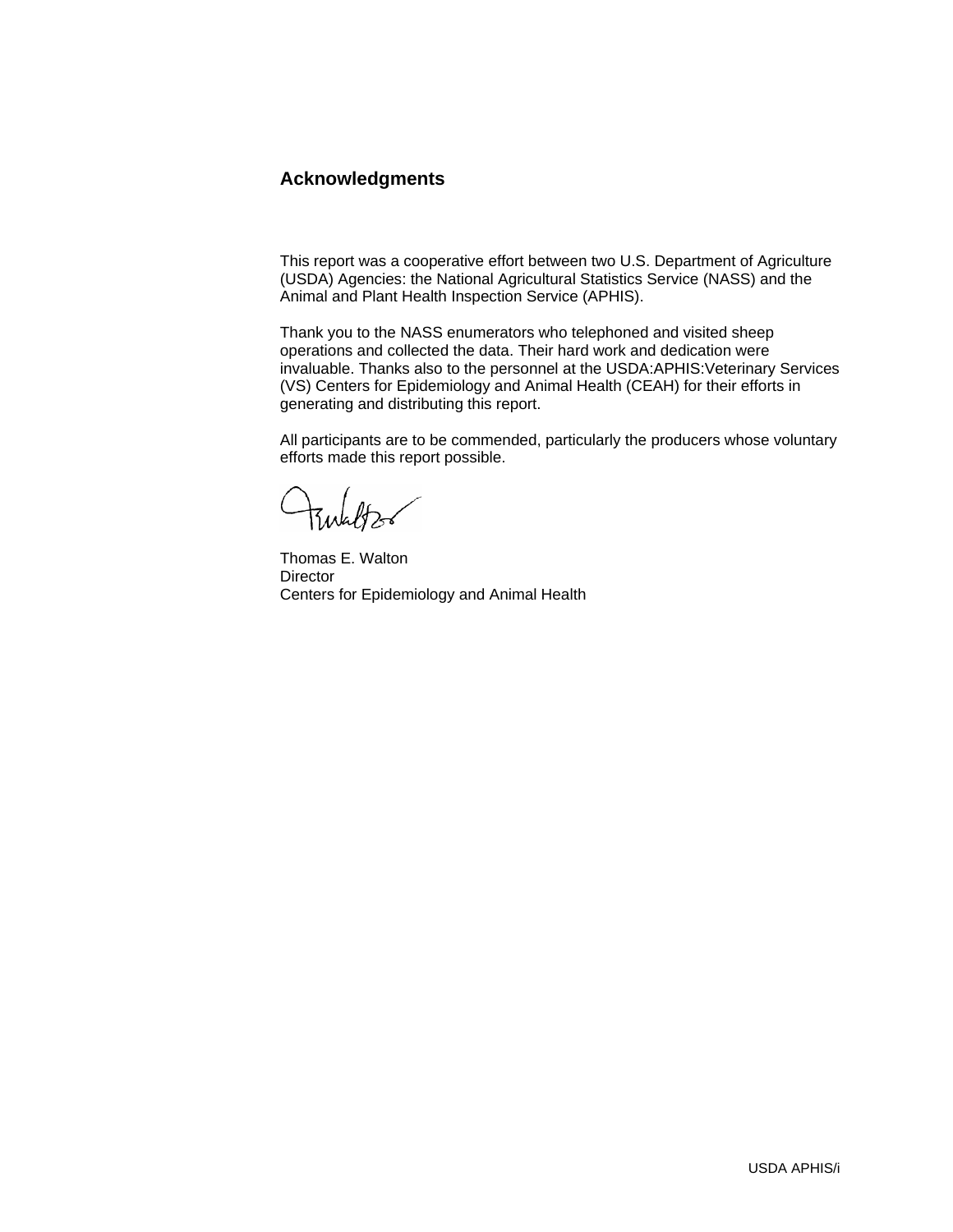## Acknowledgments

This report was a cooperative effort between two U.S. Department of Agriculture (USDA) Agencies: the National Agricultural Statistics Service (NASS) and the Animal and Plant Health Inspection Service (APHIS).

Thank you to the NASS enumerators who telephoned and visited sheep operations and collected the data. Their hard work and dedication were invaluable. Thanks also to the personnel at the USDA:APHIS:Veterinary Services (VS) Centers for Epidemiology and Animal Health (CEAH) for their efforts in generating and distributing this report.

All participants are to be commended, particularly the producers whose voluntary efforts made this report possible.

Thomas E. Walton
Director
Centers for Epidemiology and Animal Health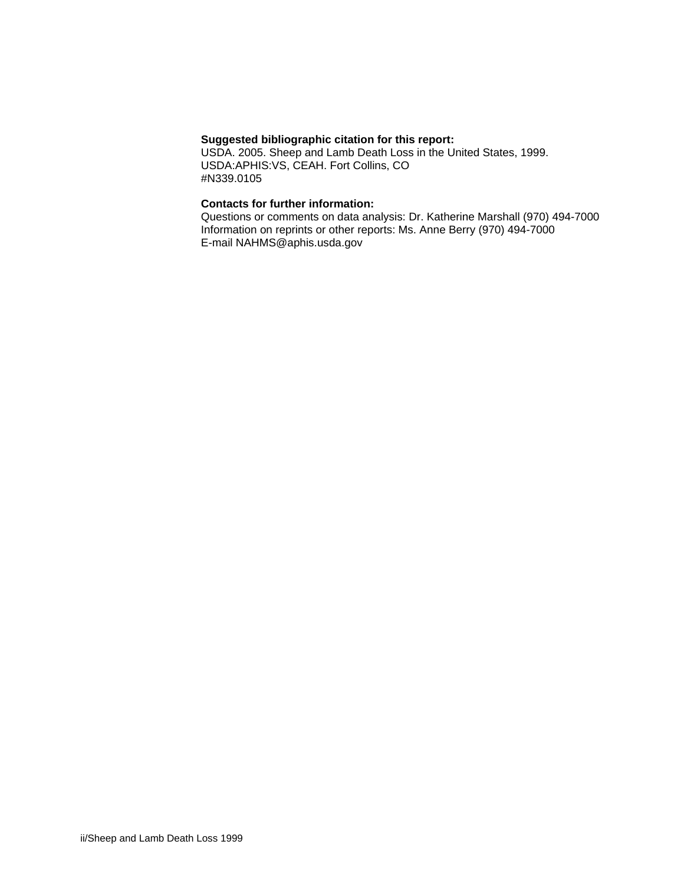**Suggested bibliographic citation for this report:**
USDA. 2005. Sheep and Lamb Death Loss in the United States, 1999.
USDA:APHIS:VS, CEAH. Fort Collins, CO
#N339.0105

**Contacts for further information:**
Questions or comments on data analysis: Dr. Katherine Marshall (970) 494-7000
Information on reprints or other reports: Ms. Anne Berry (970) 494-7000
E-mail NAHMS@aphis.usda.gov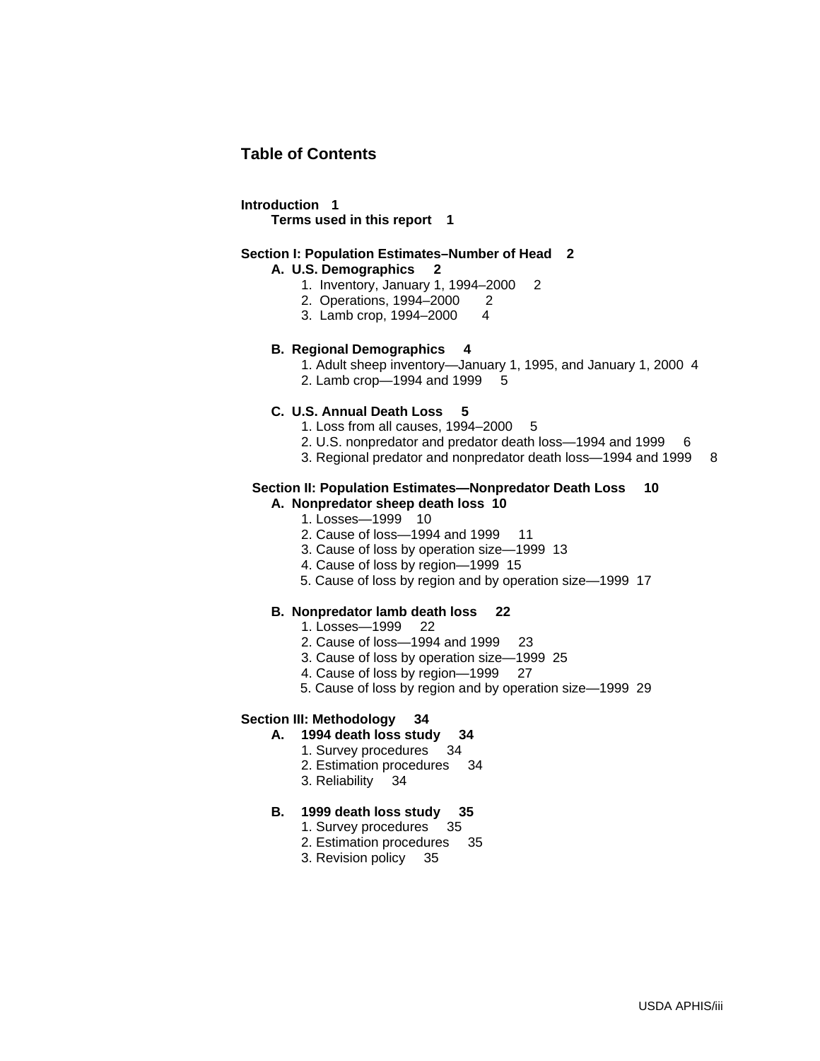## Table of Contents

**Introduction 1**

**Terms used in this report 1**

**Section I: Population Estimates–Number of Head 2**

**A. U.S. Demographics 2**

1. Inventory, January 1, 1994–2000 2
2. Operations, 1994–2000 2
3. Lamb crop, 1994–2000 4

**B. Regional Demographics 4**

1. Adult sheep inventory—January 1, 1995, and January 1, 2000 4
2. Lamb crop—1994 and 1999 5

**C. U.S. Annual Death Loss 5**

1. Loss from all causes, 1994–2000 5
2. U.S. nonpredator and predator death loss—1994 and 1999 6
3. Regional predator and nonpredator death loss—1994 and 1999 8

**Section II: Population Estimates—Nonpredator Death Loss 10**

**A. Nonpredator sheep death loss 10**

1. Losses—1999 10
2. Cause of loss—1994 and 1999 11
3. Cause of loss by operation size—1999 13
4. Cause of loss by region—1999 15
5. Cause of loss by region and by operation size—1999 17

**B. Nonpredator lamb death loss 22**

1. Losses—1999 22
2. Cause of loss—1994 and 1999 23
3. Cause of loss by operation size—1999 25
4. Cause of loss by region—1999 27
5. Cause of loss by region and by operation size—1999 29

**Section III: Methodology 34**

**A. 1994 death loss study 34**

1. Survey procedures 34
2. Estimation procedures 34
3. Reliability 34

**B. 1999 death loss study 35**

1. Survey procedures 35
2. Estimation procedures 35
3. Revision policy 35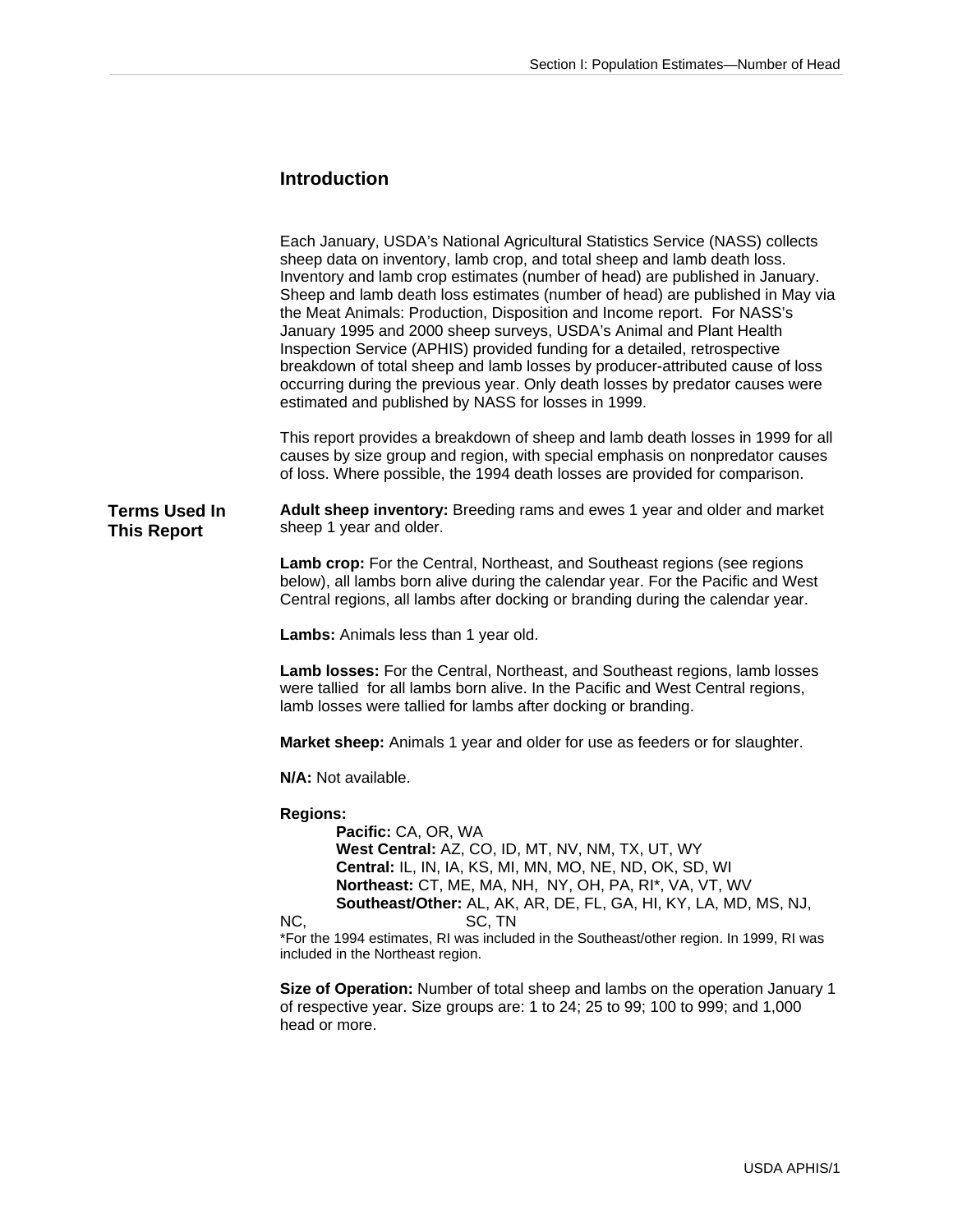## Introduction

Each January, USDA's National Agricultural Statistics Service (NASS) collects sheep data on inventory, lamb crop, and total sheep and lamb death loss. Inventory and lamb crop estimates (number of head) are published in January. Sheep and lamb death loss estimates (number of head) are published in May via the Meat Animals: Production, Disposition and Income report. For NASS's January 1995 and 2000 sheep surveys, USDA's Animal and Plant Health Inspection Service (APHIS) provided funding for a detailed, retrospective breakdown of total sheep and lamb losses by producer-attributed cause of loss occurring during the previous year. Only death losses by predator causes were estimated and published by NASS for losses in 1999.

This report provides a breakdown of sheep and lamb death losses in 1999 for all causes by size group and region, with special emphasis on nonpredator causes of loss. Where possible, the 1994 death losses are provided for comparison.

## Terms Used In This Report

**Adult sheep inventory:** Breeding rams and ewes 1 year and older and market sheep 1 year and older.

**Lamb crop:** For the Central, Northeast, and Southeast regions (see regions below), all lambs born alive during the calendar year. For the Pacific and West Central regions, all lambs after docking or branding during the calendar year.

**Lambs:** Animals less than 1 year old.

**Lamb losses:** For the Central, Northeast, and Southeast regions, lamb losses were tallied for all lambs born alive. In the Pacific and West Central regions, lamb losses were tallied for lambs after docking or branding.

**Market sheep:** Animals 1 year and older for use as feeders or for slaughter.

**N/A:** Not available.

**Regions:**

- **Pacific:** CA, OR, WA
- **West Central:** AZ, CO, ID, MT, NV, NM, TX, UT, WY
- **Central:** IL, IN, IA, KS, MI, MN, MO, NE, ND, OK, SD, WI
- **Northeast:** CT, ME, MA, NH, NY, OH, PA, RI*, VA, VT, WV
- **Southeast/Other:** AL, AK, AR, DE, FL, GA, HI, KY, LA, MD, MS, NJ, NC, SC, TN

*For the 1994 estimates, RI was included in the Southeast/other region. In 1999, RI was included in the Northeast region.

**Size of Operation:** Number of total sheep and lambs on the operation January 1 of respective year. Size groups are: 1 to 24; 25 to 99; 100 to 999; and 1,000 head or more.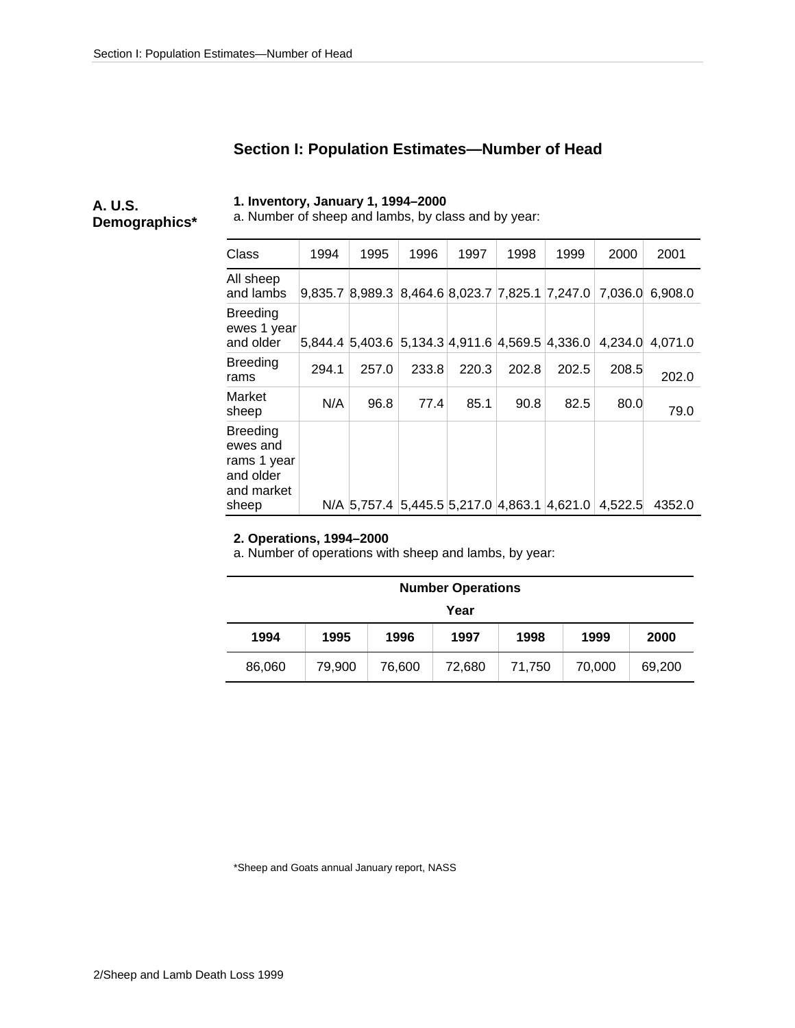# Section I: Population Estimates—Number of Head

## A. U.S. Demographics*

### 1. Inventory, January 1, 1994–2000

a. Number of sheep and lambs, by class and by year:

| Class | 1994 | 1995 | 1996 | 1997 | 1998 | 1999 | 2000 | 2001 |
|---|---|---|---|---|---|---|---|---|
| All sheep and lambs | 9,835.7 | 8,989.3 | 8,464.6 | 8,023.7 | 7,825.1 | 7,247.0 | 7,036.0 | 6,908.0 |
| Breeding ewes 1 year and older | 5,844.4 | 5,403.6 | 5,134.3 | 4,911.6 | 4,569.5 | 4,336.0 | 4,234.0 | 4,071.0 |
| Breeding rams | 294.1 | 257.0 | 233.8 | 220.3 | 202.8 | 202.5 | 208.5 | 202.0 |
| Market sheep | N/A | 96.8 | 77.4 | 85.1 | 90.8 | 82.5 | 80.0 | 79.0 |
| Breeding ewes and rams 1 year and older and market sheep | N/A | 5,757.4 | 5,445.5 | 5,217.0 | 4,863.1 | 4,621.0 | 4,522.5 | 4352.0 |

### 2. Operations, 1994–2000

a. Number of operations with sheep and lambs, by year:

| **Number Operations** | | | | | | |
|---|---|---|---|---|---|---|
| **Year** | | | | | | |
| **1994** | **1995** | **1996** | **1997** | **1998** | **1999** | **2000** |
| 86,060 | 79,900 | 76,600 | 72,680 | 71,750 | 70,000 | 69,200 |

*Sheep and Goats annual January report, NASS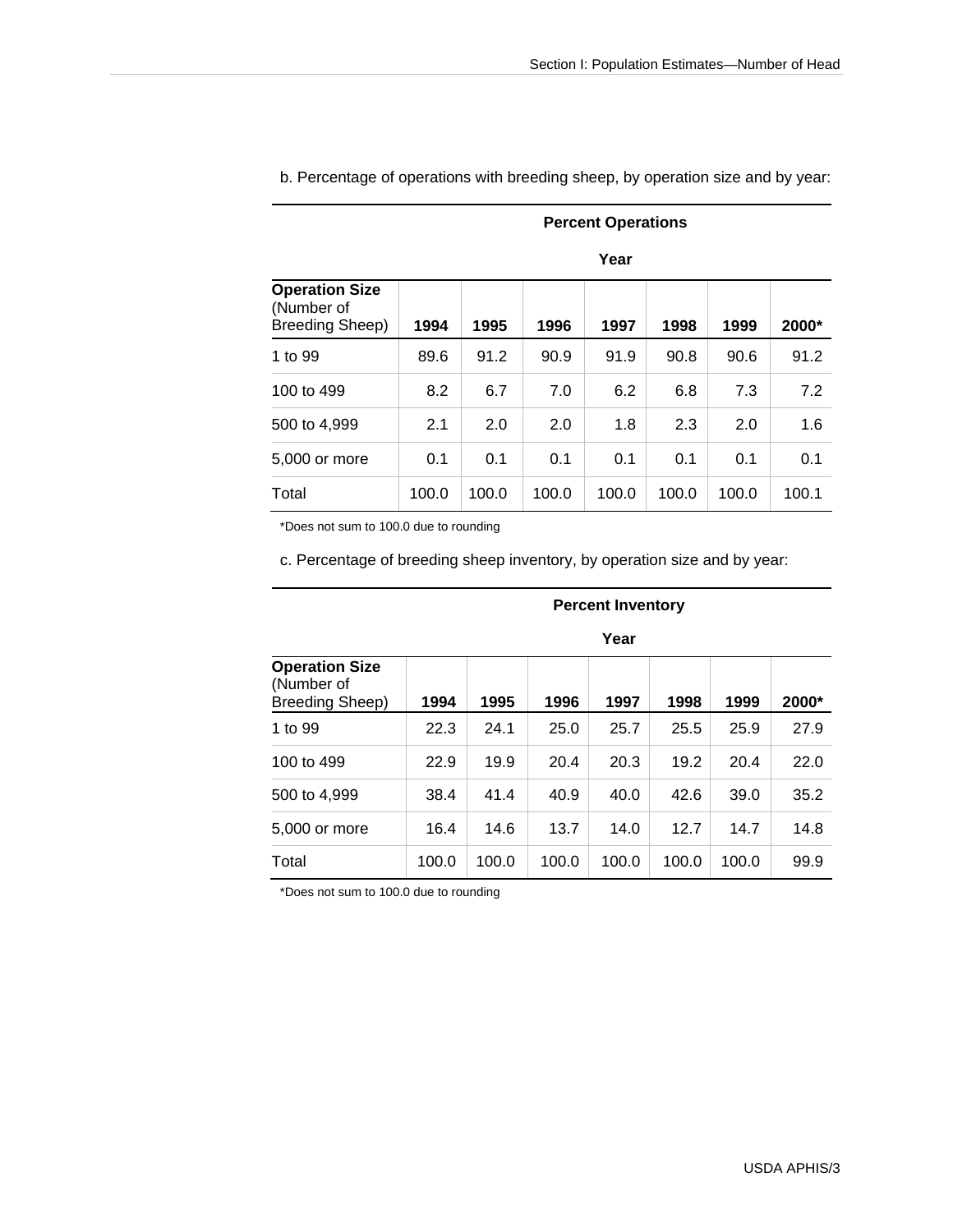b. Percentage of operations with breeding sheep, by operation size and by year:

| | Percent Operations | | | | | | |
|---|---|---|---|---|---|---|---|
| | Year | | | | | | |
| Operation Size (Number of Breeding Sheep) | 1994 | 1995 | 1996 | 1997 | 1998 | 1999 | 2000* |
| 1 to 99 | 89.6 | 91.2 | 90.9 | 91.9 | 90.8 | 90.6 | 91.2 |
| 100 to 499 | 8.2 | 6.7 | 7.0 | 6.2 | 6.8 | 7.3 | 7.2 |
| 500 to 4,999 | 2.1 | 2.0 | 2.0 | 1.8 | 2.3 | 2.0 | 1.6 |
| 5,000 or more | 0.1 | 0.1 | 0.1 | 0.1 | 0.1 | 0.1 | 0.1 |
| Total | 100.0 | 100.0 | 100.0 | 100.0 | 100.0 | 100.0 | 100.1 |

*Does not sum to 100.0 due to rounding

c. Percentage of breeding sheep inventory, by operation size and by year:

| | Percent Inventory | | | | | | |
|---|---|---|---|---|---|---|---|
| | Year | | | | | | |
| Operation Size (Number of Breeding Sheep) | 1994 | 1995 | 1996 | 1997 | 1998 | 1999 | 2000* |
| 1 to 99 | 22.3 | 24.1 | 25.0 | 25.7 | 25.5 | 25.9 | 27.9 |
| 100 to 499 | 22.9 | 19.9 | 20.4 | 20.3 | 19.2 | 20.4 | 22.0 |
| 500 to 4,999 | 38.4 | 41.4 | 40.9 | 40.0 | 42.6 | 39.0 | 35.2 |
| 5,000 or more | 16.4 | 14.6 | 13.7 | 14.0 | 12.7 | 14.7 | 14.8 |
| Total | 100.0 | 100.0 | 100.0 | 100.0 | 100.0 | 100.0 | 99.9 |

*Does not sum to 100.0 due to rounding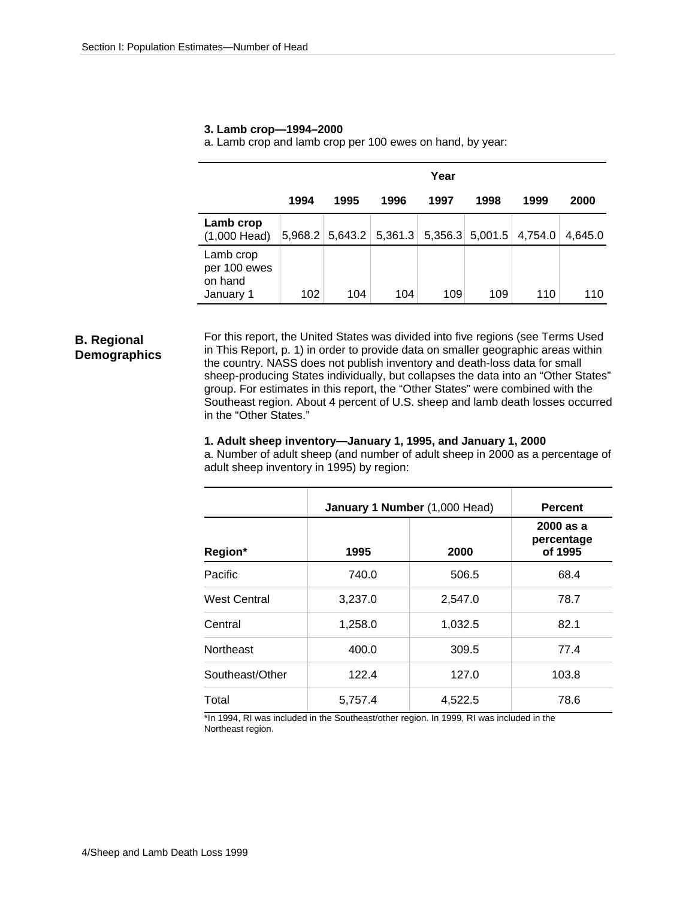**3. Lamb crop—1994–2000**

a. Lamb crop and lamb crop per 100 ewes on hand, by year:

| | Year | | | | | | |
|---|---|---|---|---|---|---|---|
| | **1994** | **1995** | **1996** | **1997** | **1998** | **1999** | **2000** |
| **Lamb crop** (1,000 Head) | 5,968.2 | 5,643.2 | 5,361.3 | 5,356.3 | 5,001.5 | 4,754.0 | 4,645.0 |
| Lamb crop per 100 ewes on hand January 1 | 102 | 104 | 104 | 109 | 109 | 110 | 110 |

## B. Regional Demographics

For this report, the United States was divided into five regions (see Terms Used in This Report, p. 1) in order to provide data on smaller geographic areas within the country. NASS does not publish inventory and death-loss data for small sheep-producing States individually, but collapses the data into an "Other States" group. For estimates in this report, the "Other States" were combined with the Southeast region. About 4 percent of U.S. sheep and lamb death losses occurred in the "Other States."

**1. Adult sheep inventory—January 1, 1995, and January 1, 2000**

a. Number of adult sheep (and number of adult sheep in 2000 as a percentage of adult sheep inventory in 1995) by region:

| | **January 1 Number** (1,000 Head) | | **Percent** |
|---|---|---|---|
| **Region*** | **1995** | **2000** | **2000 as a percentage of 1995** |
| Pacific | 740.0 | 506.5 | 68.4 |
| West Central | 3,237.0 | 2,547.0 | 78.7 |
| Central | 1,258.0 | 1,032.5 | 82.1 |
| Northeast | 400.0 | 309.5 | 77.4 |
| Southeast/Other | 122.4 | 127.0 | 103.8 |
| Total | 5,757.4 | 4,522.5 | 78.6 |

*In 1994, RI was included in the Southeast/other region. In 1999, RI was included in the Northeast region.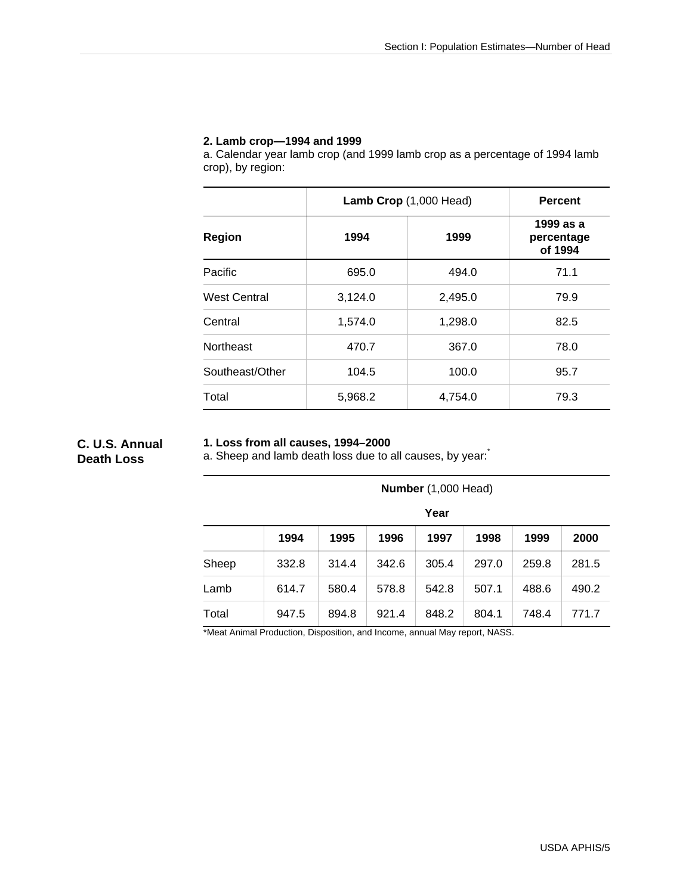**2. Lamb crop—1994 and 1999**

a. Calendar year lamb crop (and 1999 lamb crop as a percentage of 1994 lamb crop), by region:

| | Lamb Crop (1,000 Head) | | Percent |
|---|---|---|---|
| **Region** | **1994** | **1999** | **1999 as a percentage of 1994** |
| Pacific | 695.0 | 494.0 | 71.1 |
| West Central | 3,124.0 | 2,495.0 | 79.9 |
| Central | 1,574.0 | 1,298.0 | 82.5 |
| Northeast | 470.7 | 367.0 | 78.0 |
| Southeast/Other | 104.5 | 100.0 | 95.7 |
| Total | 5,968.2 | 4,754.0 | 79.3 |

## C. U.S. Annual Death Loss

**1. Loss from all causes, 1994–2000**

a. Sheep and lamb death loss due to all causes, by year:*

| | Number (1,000 Head) | | | | | | |
|---|---|---|---|---|---|---|---|
| | Year | | | | | | |
| | **1994** | **1995** | **1996** | **1997** | **1998** | **1999** | **2000** |
| Sheep | 332.8 | 314.4 | 342.6 | 305.4 | 297.0 | 259.8 | 281.5 |
| Lamb | 614.7 | 580.4 | 578.8 | 542.8 | 507.1 | 488.6 | 490.2 |
| Total | 947.5 | 894.8 | 921.4 | 848.2 | 804.1 | 748.4 | 771.7 |

*Meat Animal Production, Disposition, and Income, annual May report, NASS.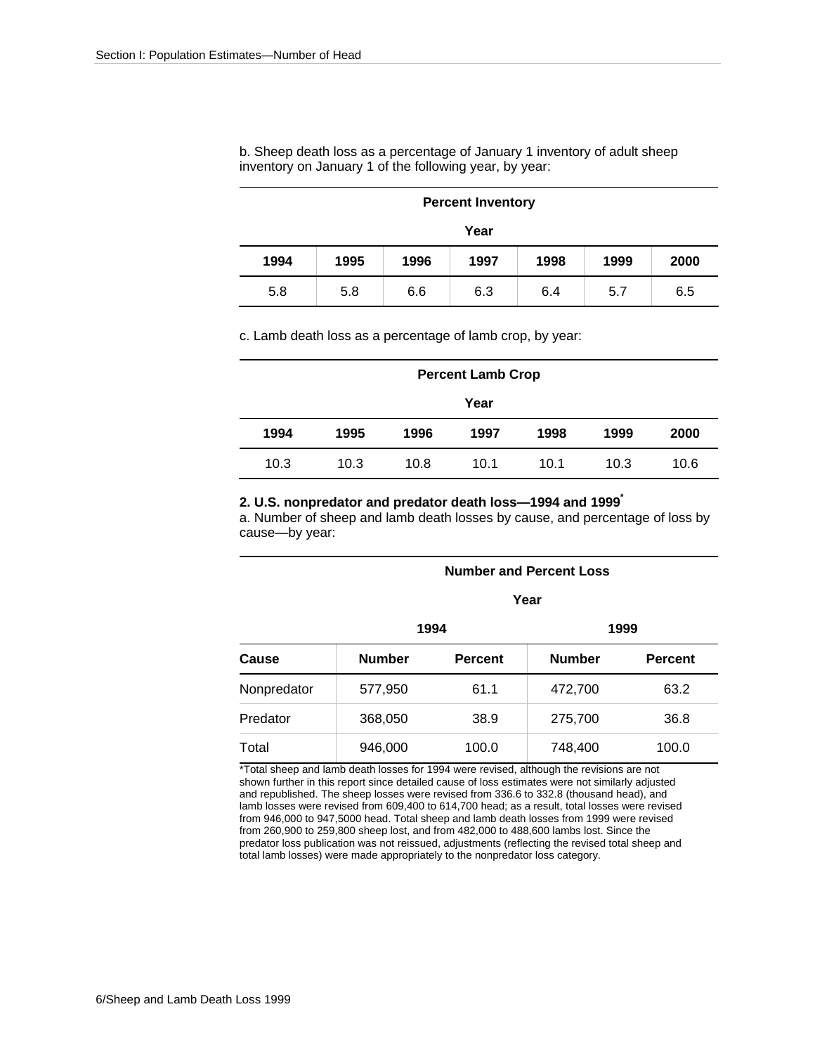b. Sheep death loss as a percentage of January 1 inventory of adult sheep inventory on January 1 of the following year, by year:

| Percent Inventory | | | | | | |
|---|---|---|---|---|---|---|
| Year | | | | | | |
| 1994 | 1995 | 1996 | 1997 | 1998 | 1999 | 2000 |
| 5.8 | 5.8 | 6.6 | 6.3 | 6.4 | 5.7 | 6.5 |

c. Lamb death loss as a percentage of lamb crop, by year:

| Percent Lamb Crop | | | | | | |
|---|---|---|---|---|---|---|
| Year | | | | | | |
| 1994 | 1995 | 1996 | 1997 | 1998 | 1999 | 2000 |
| 10.3 | 10.3 | 10.8 | 10.1 | 10.1 | 10.3 | 10.6 |

**2. U.S. nonpredator and predator death loss—1994 and 1999***

a. Number of sheep and lamb death losses by cause, and percentage of loss by cause—by year:

| | Number and Percent Loss | | | |
|---|---|---|---|---|
| | Year | | | |
| | 1994 | | 1999 | |
| Cause | Number | Percent | Number | Percent |
| Nonpredator | 577,950 | 61.1 | 472,700 | 63.2 |
| Predator | 368,050 | 38.9 | 275,700 | 36.8 |
| Total | 946,000 | 100.0 | 748,400 | 100.0 |

*Total sheep and lamb death losses for 1994 were revised, although the revisions are not shown further in this report since detailed cause of loss estimates were not similarly adjusted and republished. The sheep losses were revised from 336.6 to 332.8 (thousand head), and lamb losses were revised from 609,400 to 614,700 head; as a result, total losses were revised from 946,000 to 947,5000 head. Total sheep and lamb death losses from 1999 were revised from 260,900 to 259,800 sheep lost, and from 482,000 to 488,600 lambs lost. Since the predator loss publication was not reissued, adjustments (reflecting the revised total sheep and total lamb losses) were made appropriately to the nonpredator loss category.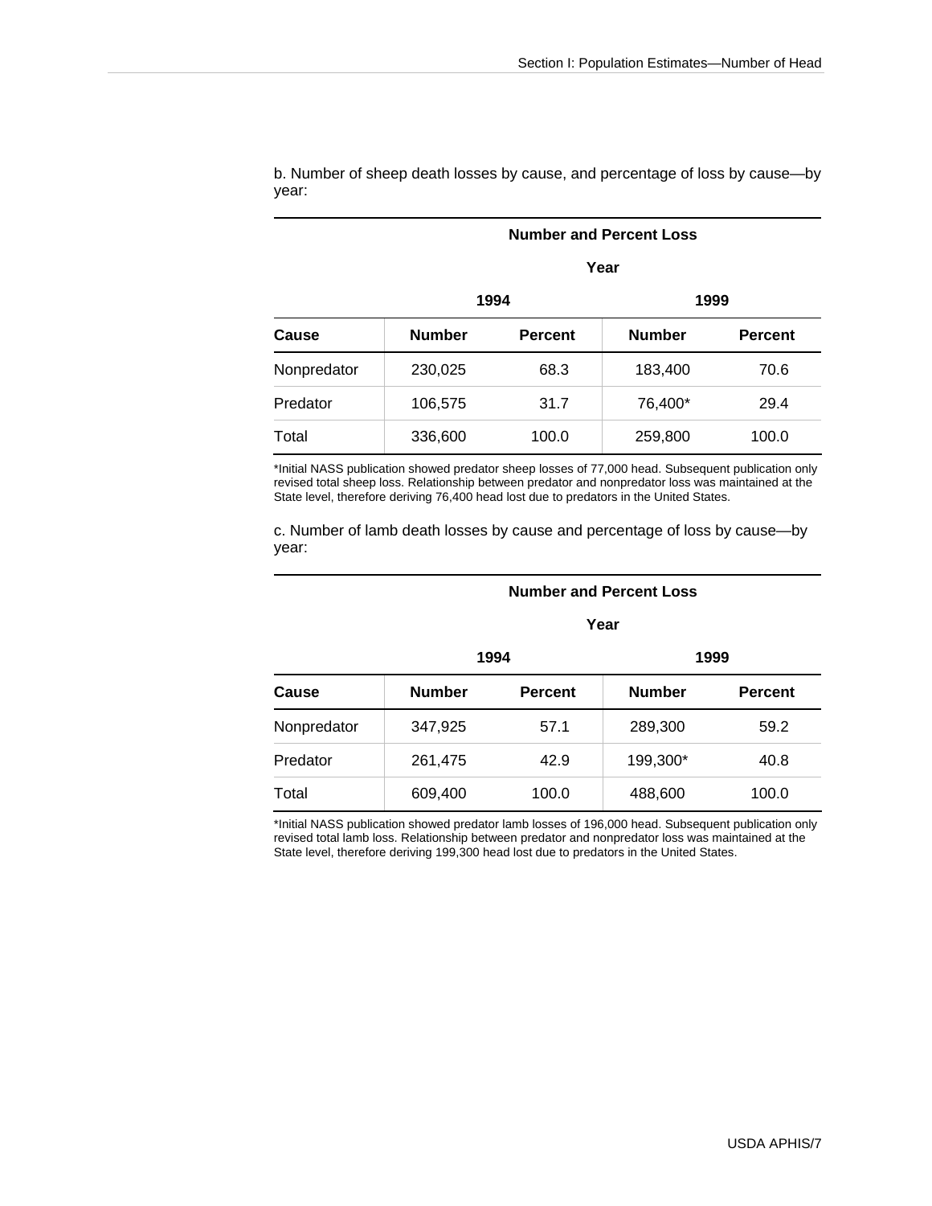b. Number of sheep death losses by cause, and percentage of loss by cause—by year:

| | Number and Percent Loss | | | |
|---|---|---|---|---|
| | Year | | | |
| | 1994 | | 1999 | |
| **Cause** | **Number** | **Percent** | **Number** | **Percent** |
| Nonpredator | 230,025 | 68.3 | 183,400 | 70.6 |
| Predator | 106,575 | 31.7 | 76,400* | 29.4 |
| Total | 336,600 | 100.0 | 259,800 | 100.0 |

*Initial NASS publication showed predator sheep losses of 77,000 head. Subsequent publication only revised total sheep loss. Relationship between predator and nonpredator loss was maintained at the State level, therefore deriving 76,400 head lost due to predators in the United States.

c. Number of lamb death losses by cause and percentage of loss by cause—by year:

| | Number and Percent Loss | | | |
|---|---|---|---|---|
| | Year | | | |
| | 1994 | | 1999 | |
| **Cause** | **Number** | **Percent** | **Number** | **Percent** |
| Nonpredator | 347,925 | 57.1 | 289,300 | 59.2 |
| Predator | 261,475 | 42.9 | 199,300* | 40.8 |
| Total | 609,400 | 100.0 | 488,600 | 100.0 |

*Initial NASS publication showed predator lamb losses of 196,000 head. Subsequent publication only revised total lamb loss. Relationship between predator and nonpredator loss was maintained at the State level, therefore deriving 199,300 head lost due to predators in the United States.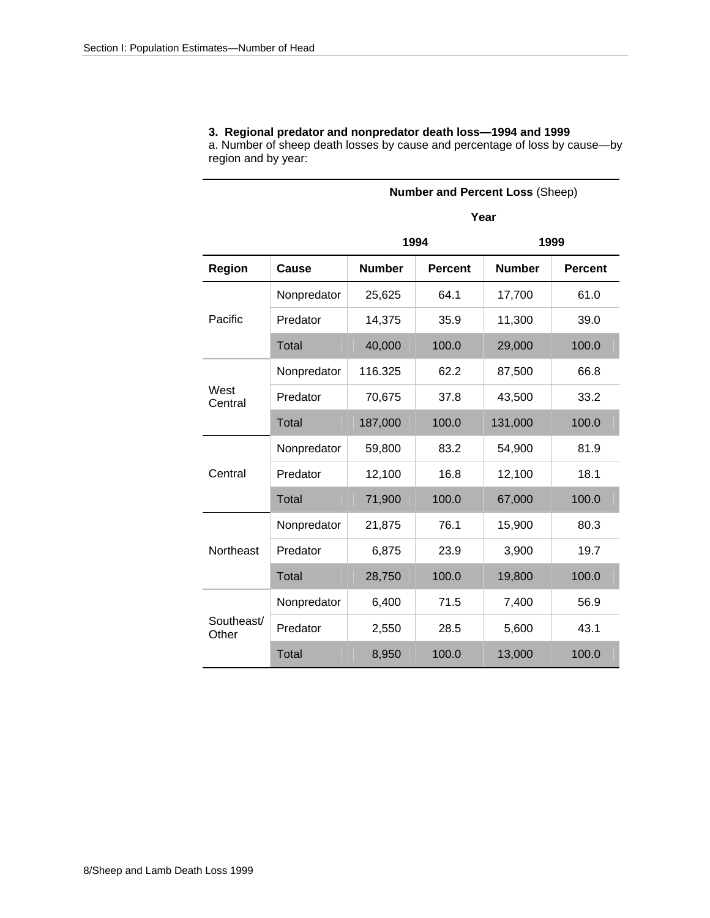### 3. Regional predator and nonpredator death loss—1994 and 1999

a. Number of sheep death losses by cause and percentage of loss by cause—by region and by year:

| | | **Number and Percent Loss** (Sheep) | | | |
|---|---|---|---|---|---|
| | | **Year** | | | |
| | | **1994** | | **1999** | |
| **Region** | **Cause** | **Number** | **Percent** | **Number** | **Percent** |
| Pacific | Nonpredator | 25,625 | 64.1 | 17,700 | 61.0 |
| | Predator | 14,375 | 35.9 | 11,300 | 39.0 |
| | Total | 40,000 | 100.0 | 29,000 | 100.0 |
| West Central | Nonpredator | 116.325 | 62.2 | 87,500 | 66.8 |
| | Predator | 70,675 | 37.8 | 43,500 | 33.2 |
| | Total | 187,000 | 100.0 | 131,000 | 100.0 |
| Central | Nonpredator | 59,800 | 83.2 | 54,900 | 81.9 |
| | Predator | 12,100 | 16.8 | 12,100 | 18.1 |
| | Total | 71,900 | 100.0 | 67,000 | 100.0 |
| Northeast | Nonpredator | 21,875 | 76.1 | 15,900 | 80.3 |
| | Predator | 6,875 | 23.9 | 3,900 | 19.7 |
| | Total | 28,750 | 100.0 | 19,800 | 100.0 |
| Southeast/ Other | Nonpredator | 6,400 | 71.5 | 7,400 | 56.9 |
| | Predator | 2,550 | 28.5 | 5,600 | 43.1 |
| | Total | 8,950 | 100.0 | 13,000 | 100.0 |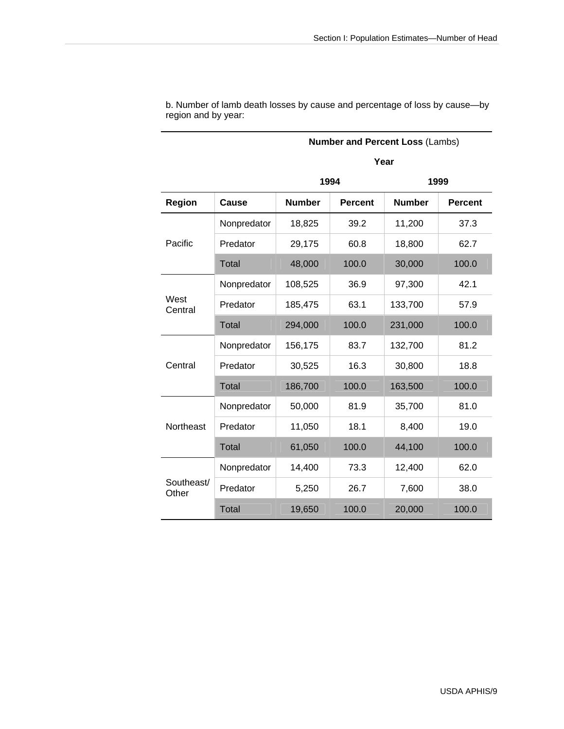b. Number of lamb death losses by cause and percentage of loss by cause—by region and by year:

| | | **Number and Percent Loss** (Lambs) | | | |
|---|---|---|---|---|---|
| | | **Year** | | | |
| | | **1994** | | **1999** | |
| **Region** | **Cause** | **Number** | **Percent** | **Number** | **Percent** |
| Pacific | Nonpredator | 18,825 | 39.2 | 11,200 | 37.3 |
| | Predator | 29,175 | 60.8 | 18,800 | 62.7 |
| | Total | 48,000 | 100.0 | 30,000 | 100.0 |
| West Central | Nonpredator | 108,525 | 36.9 | 97,300 | 42.1 |
| | Predator | 185,475 | 63.1 | 133,700 | 57.9 |
| | Total | 294,000 | 100.0 | 231,000 | 100.0 |
| Central | Nonpredator | 156,175 | 83.7 | 132,700 | 81.2 |
| | Predator | 30,525 | 16.3 | 30,800 | 18.8 |
| | Total | 186,700 | 100.0 | 163,500 | 100.0 |
| Northeast | Nonpredator | 50,000 | 81.9 | 35,700 | 81.0 |
| | Predator | 11,050 | 18.1 | 8,400 | 19.0 |
| | Total | 61,050 | 100.0 | 44,100 | 100.0 |
| Southeast/ Other | Nonpredator | 14,400 | 73.3 | 12,400 | 62.0 |
| | Predator | 5,250 | 26.7 | 7,600 | 38.0 |
| | Total | 19,650 | 100.0 | 20,000 | 100.0 |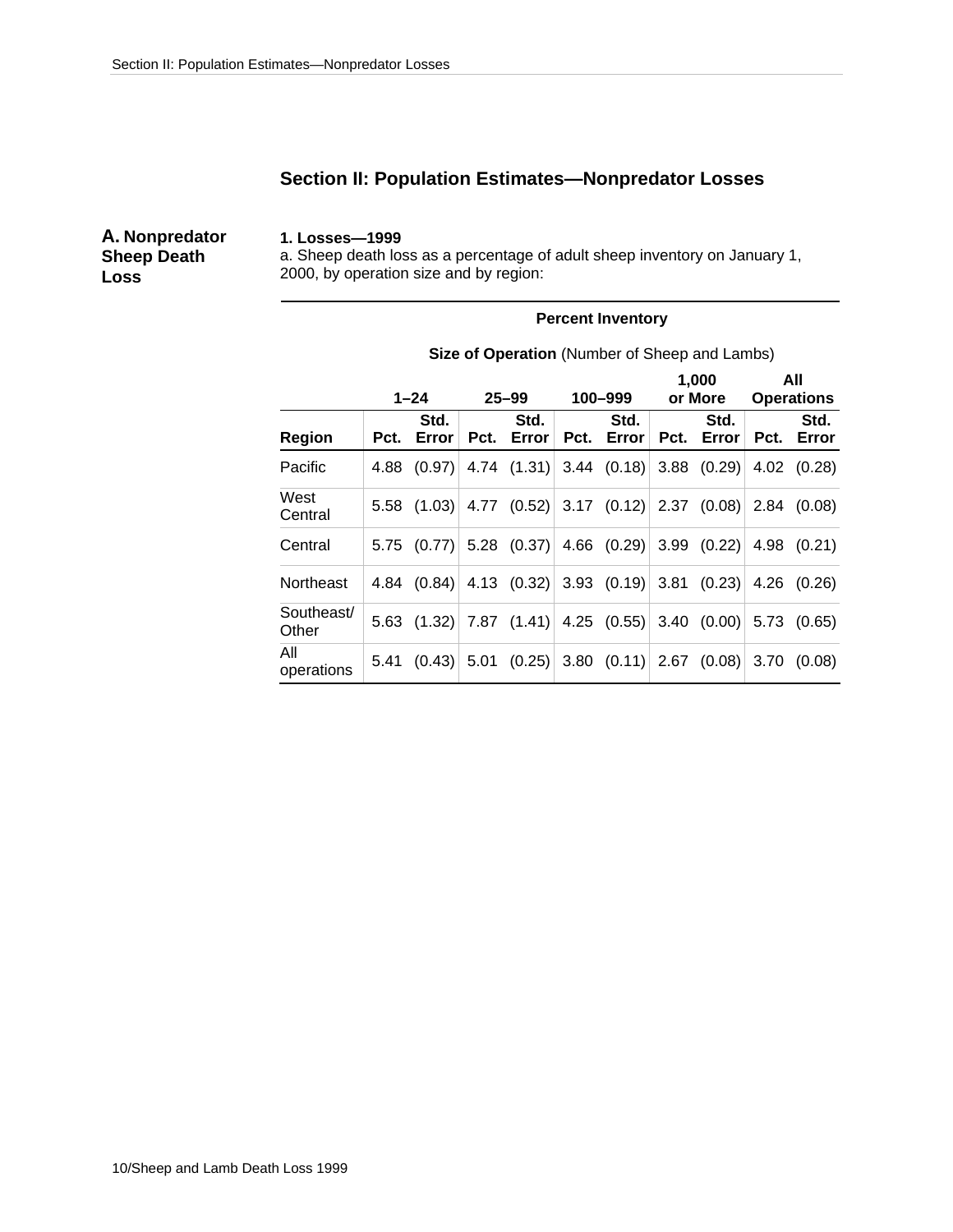## Section II: Population Estimates—Nonpredator Losses

### A. Nonpredator Sheep Death Loss

**1. Losses—1999**

a. Sheep death loss as a percentage of adult sheep inventory on January 1, 2000, by operation size and by region:

**Percent Inventory**

**Size of Operation** (Number of Sheep and Lambs)

| | 1–24 | | 25–99 | | 100–999 | | 1,000 or More | | All Operations | |
|---|---|---|---|---|---|---|---|---|---|---|
| **Region** | **Pct.** | **Std. Error** | **Pct.** | **Std. Error** | **Pct.** | **Std. Error** | **Pct.** | **Std. Error** | **Pct.** | **Std. Error** |
| Pacific | 4.88 | (0.97) | 4.74 | (1.31) | 3.44 | (0.18) | 3.88 | (0.29) | 4.02 | (0.28) |
| West Central | 5.58 | (1.03) | 4.77 | (0.52) | 3.17 | (0.12) | 2.37 | (0.08) | 2.84 | (0.08) |
| Central | 5.75 | (0.77) | 5.28 | (0.37) | 4.66 | (0.29) | 3.99 | (0.22) | 4.98 | (0.21) |
| Northeast | 4.84 | (0.84) | 4.13 | (0.32) | 3.93 | (0.19) | 3.81 | (0.23) | 4.26 | (0.26) |
| Southeast/ Other | 5.63 | (1.32) | 7.87 | (1.41) | 4.25 | (0.55) | 3.40 | (0.00) | 5.73 | (0.65) |
| All operations | 5.41 | (0.43) | 5.01 | (0.25) | 3.80 | (0.11) | 2.67 | (0.08) | 3.70 | (0.08) |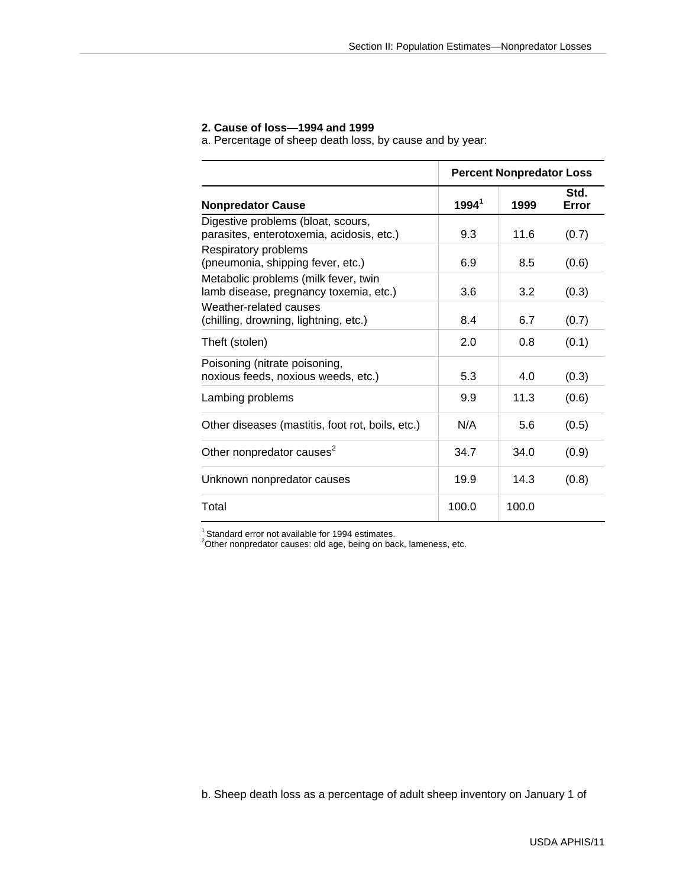**2. Cause of loss—1994 and 1999**

a. Percentage of sheep death loss, by cause and by year:

| | Percent Nonpredator Loss | | |
|---|---|---|---|
| **Nonpredator Cause** | **1994[1]** | **1999** | **Std. Error** |
| Digestive problems (bloat, scours, parasites, enterotoxemia, acidosis, etc.) | 9.3 | 11.6 | (0.7) |
| Respiratory problems (pneumonia, shipping fever, etc.) | 6.9 | 8.5 | (0.6) |
| Metabolic problems (milk fever, twin lamb disease, pregnancy toxemia, etc.) | 3.6 | 3.2 | (0.3) |
| Weather-related causes (chilling, drowning, lightning, etc.) | 8.4 | 6.7 | (0.7) |
| Theft (stolen) | 2.0 | 0.8 | (0.1) |
| Poisoning (nitrate poisoning, noxious feeds, noxious weeds, etc.) | 5.3 | 4.0 | (0.3) |
| Lambing problems | 9.9 | 11.3 | (0.6) |
| Other diseases (mastitis, foot rot, boils, etc.) | N/A | 5.6 | (0.5) |
| Other nonpredator causes[2] | 34.7 | 34.0 | (0.9) |
| Unknown nonpredator causes | 19.9 | 14.3 | (0.8) |
| Total | 100.0 | 100.0 | |

[1] Standard error not available for 1994 estimates.
[2] Other nonpredator causes: old age, being on back, lameness, etc.

b. Sheep death loss as a percentage of adult sheep inventory on January 1 of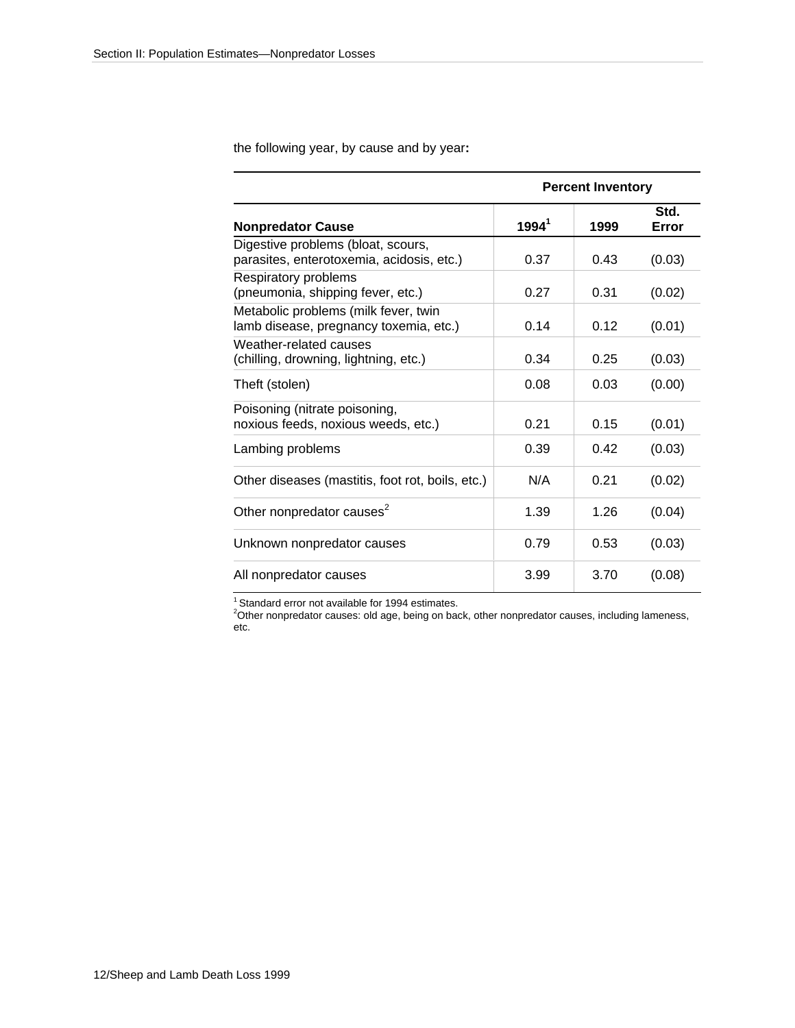the following year, by cause and by year**:**

| Nonpredator Cause | Percent Inventory | | |
|---|---|---|---|
| | 1994[1] | 1999 | Std. Error |
| Digestive problems (bloat, scours, parasites, enterotoxemia, acidosis, etc.) | 0.37 | 0.43 | (0.03) |
| Respiratory problems (pneumonia, shipping fever, etc.) | 0.27 | 0.31 | (0.02) |
| Metabolic problems (milk fever, twin lamb disease, pregnancy toxemia, etc.) | 0.14 | 0.12 | (0.01) |
| Weather-related causes (chilling, drowning, lightning, etc.) | 0.34 | 0.25 | (0.03) |
| Theft (stolen) | 0.08 | 0.03 | (0.00) |
| Poisoning (nitrate poisoning, noxious feeds, noxious weeds, etc.) | 0.21 | 0.15 | (0.01) |
| Lambing problems | 0.39 | 0.42 | (0.03) |
| Other diseases (mastitis, foot rot, boils, etc.) | N/A | 0.21 | (0.02) |
| Other nonpredator causes[2] | 1.39 | 1.26 | (0.04) |
| Unknown nonpredator causes | 0.79 | 0.53 | (0.03) |
| All nonpredator causes | 3.99 | 3.70 | (0.08) |

[1] Standard error not available for 1994 estimates.
[2] Other nonpredator causes: old age, being on back, other nonpredator causes, including lameness, etc.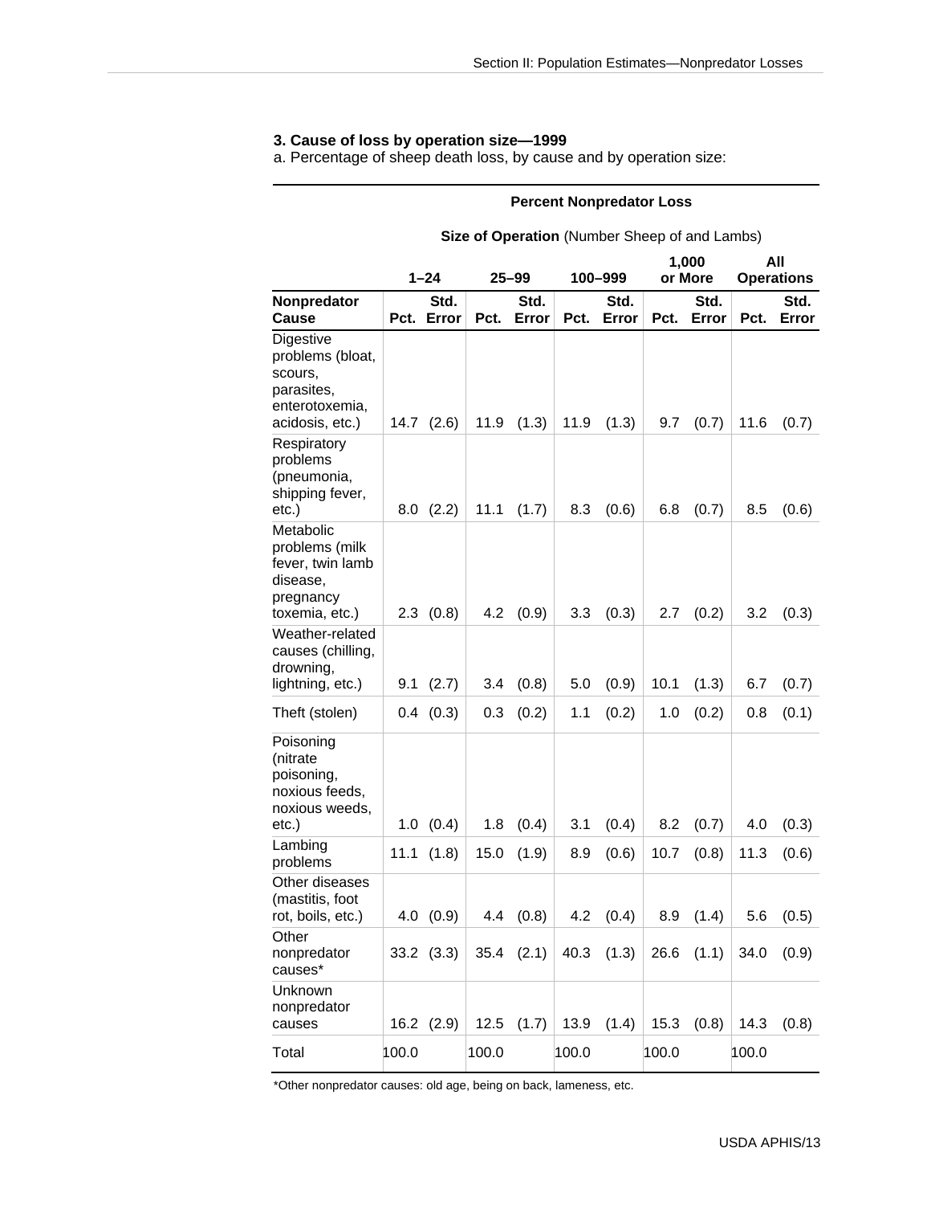**3. Cause of loss by operation size—1999**

a. Percentage of sheep death loss, by cause and by operation size:

| | **Percent Nonpredator Loss** | | | | | | | | | |
|---|---|---|---|---|---|---|---|---|---|---|
| | **Size of Operation** (Number Sheep of and Lambs) | | | | | | | | | |
| | **1–24** | | **25–99** | | **100–999** | | **1,000 or More** | | **All Operations** | |
| **Nonpredator Cause** | **Pct.** | **Std. Error** | **Pct.** | **Std. Error** | **Pct.** | **Std. Error** | **Pct.** | **Std. Error** | **Pct.** | **Std. Error** |
| Digestive problems (bloat, scours, parasites, enterotoxemia, acidosis, etc.) | 14.7 | (2.6) | 11.9 | (1.3) | 11.9 | (1.3) | 9.7 | (0.7) | 11.6 | (0.7) |
| Respiratory problems (pneumonia, shipping fever, etc.) | 8.0 | (2.2) | 11.1 | (1.7) | 8.3 | (0.6) | 6.8 | (0.7) | 8.5 | (0.6) |
| Metabolic problems (milk fever, twin lamb disease, pregnancy toxemia, etc.) | 2.3 | (0.8) | 4.2 | (0.9) | 3.3 | (0.3) | 2.7 | (0.2) | 3.2 | (0.3) |
| Weather-related causes (chilling, drowning, lightning, etc.) | 9.1 | (2.7) | 3.4 | (0.8) | 5.0 | (0.9) | 10.1 | (1.3) | 6.7 | (0.7) |
| Theft (stolen) | 0.4 | (0.3) | 0.3 | (0.2) | 1.1 | (0.2) | 1.0 | (0.2) | 0.8 | (0.1) |
| Poisoning (nitrate poisoning, noxious feeds, noxious weeds, etc.) | 1.0 | (0.4) | 1.8 | (0.4) | 3.1 | (0.4) | 8.2 | (0.7) | 4.0 | (0.3) |
| Lambing problems | 11.1 | (1.8) | 15.0 | (1.9) | 8.9 | (0.6) | 10.7 | (0.8) | 11.3 | (0.6) |
| Other diseases (mastitis, foot rot, boils, etc.) | 4.0 | (0.9) | 4.4 | (0.8) | 4.2 | (0.4) | 8.9 | (1.4) | 5.6 | (0.5) |
| Other nonpredator causes* | 33.2 | (3.3) | 35.4 | (2.1) | 40.3 | (1.3) | 26.6 | (1.1) | 34.0 | (0.9) |
| Unknown nonpredator causes | 16.2 | (2.9) | 12.5 | (1.7) | 13.9 | (1.4) | 15.3 | (0.8) | 14.3 | (0.8) |
| Total | 100.0 | | 100.0 | | 100.0 | | 100.0 | | 100.0 | |

*Other nonpredator causes: old age, being on back, lameness, etc.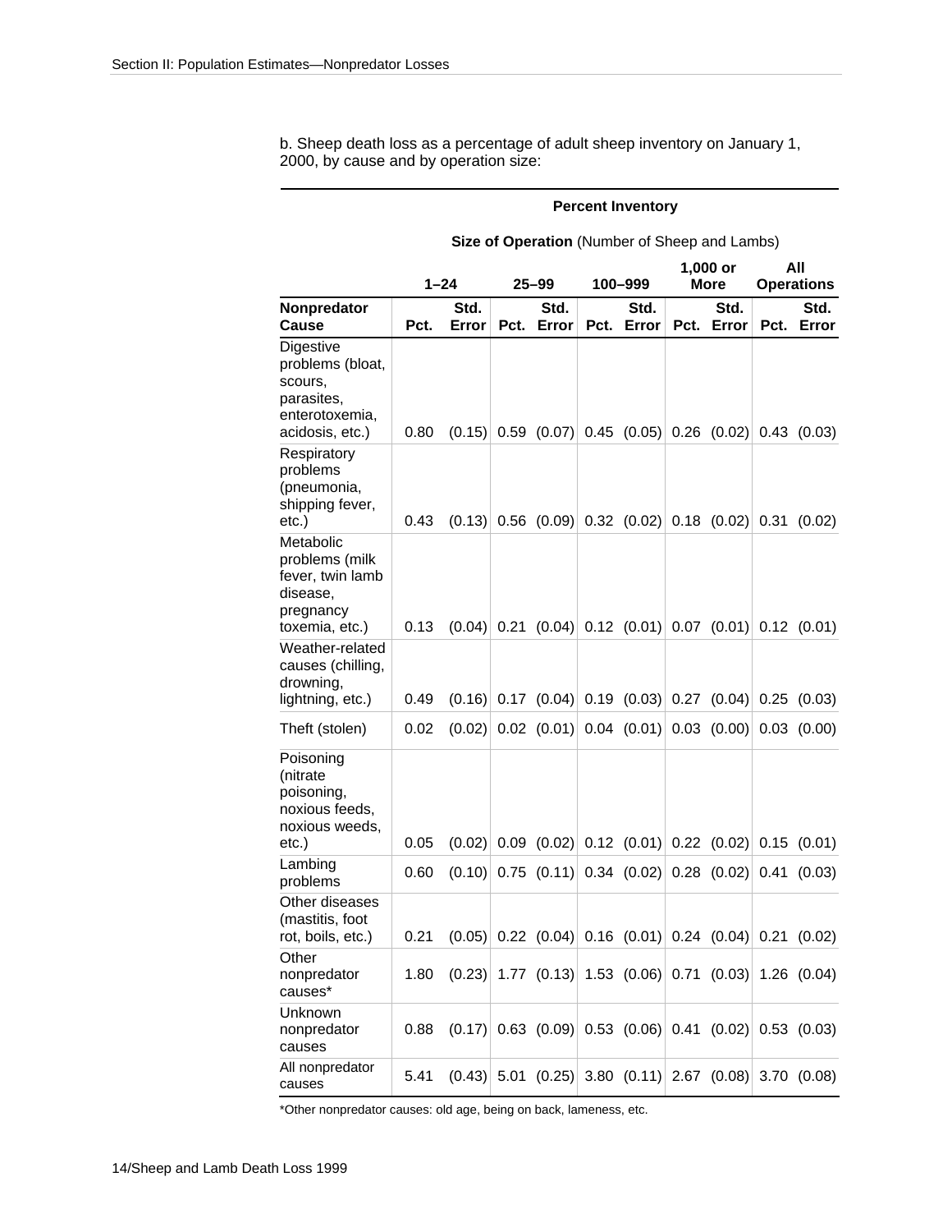b. Sheep death loss as a percentage of adult sheep inventory on January 1, 2000, by cause and by operation size:

| | Percent Inventory | | | | | | | | | |
|---|---|---|---|---|---|---|---|---|---|---|
| | Size of Operation (Number of Sheep and Lambs) | | | | | | | | | |
| | 1–24 | | 25–99 | | 100–999 | | 1,000 or More | | All Operations | |
| Nonpredator Cause | Pct. | Std. Error | Pct. | Std. Error | Pct. | Std. Error | Pct. | Std. Error | Pct. | Std. Error |
| Digestive problems (bloat, scours, parasites, enterotoxemia, acidosis, etc.) | 0.80 | (0.15) | 0.59 | (0.07) | 0.45 | (0.05) | 0.26 | (0.02) | 0.43 | (0.03) |
| Respiratory problems (pneumonia, shipping fever, etc.) | 0.43 | (0.13) | 0.56 | (0.09) | 0.32 | (0.02) | 0.18 | (0.02) | 0.31 | (0.02) |
| Metabolic problems (milk fever, twin lamb disease, pregnancy toxemia, etc.) | 0.13 | (0.04) | 0.21 | (0.04) | 0.12 | (0.01) | 0.07 | (0.01) | 0.12 | (0.01) |
| Weather-related causes (chilling, drowning, lightning, etc.) | 0.49 | (0.16) | 0.17 | (0.04) | 0.19 | (0.03) | 0.27 | (0.04) | 0.25 | (0.03) |
| Theft (stolen) | 0.02 | (0.02) | 0.02 | (0.01) | 0.04 | (0.01) | 0.03 | (0.00) | 0.03 | (0.00) |
| Poisoning (nitrate poisoning, noxious feeds, noxious weeds, etc.) | 0.05 | (0.02) | 0.09 | (0.02) | 0.12 | (0.01) | 0.22 | (0.02) | 0.15 | (0.01) |
| Lambing problems | 0.60 | (0.10) | 0.75 | (0.11) | 0.34 | (0.02) | 0.28 | (0.02) | 0.41 | (0.03) |
| Other diseases (mastitis, foot rot, boils, etc.) | 0.21 | (0.05) | 0.22 | (0.04) | 0.16 | (0.01) | 0.24 | (0.04) | 0.21 | (0.02) |
| Other nonpredator causes* | 1.80 | (0.23) | 1.77 | (0.13) | 1.53 | (0.06) | 0.71 | (0.03) | 1.26 | (0.04) |
| Unknown nonpredator causes | 0.88 | (0.17) | 0.63 | (0.09) | 0.53 | (0.06) | 0.41 | (0.02) | 0.53 | (0.03) |
| All nonpredator causes | 5.41 | (0.43) | 5.01 | (0.25) | 3.80 | (0.11) | 2.67 | (0.08) | 3.70 | (0.08) |

*Other nonpredator causes: old age, being on back, lameness, etc.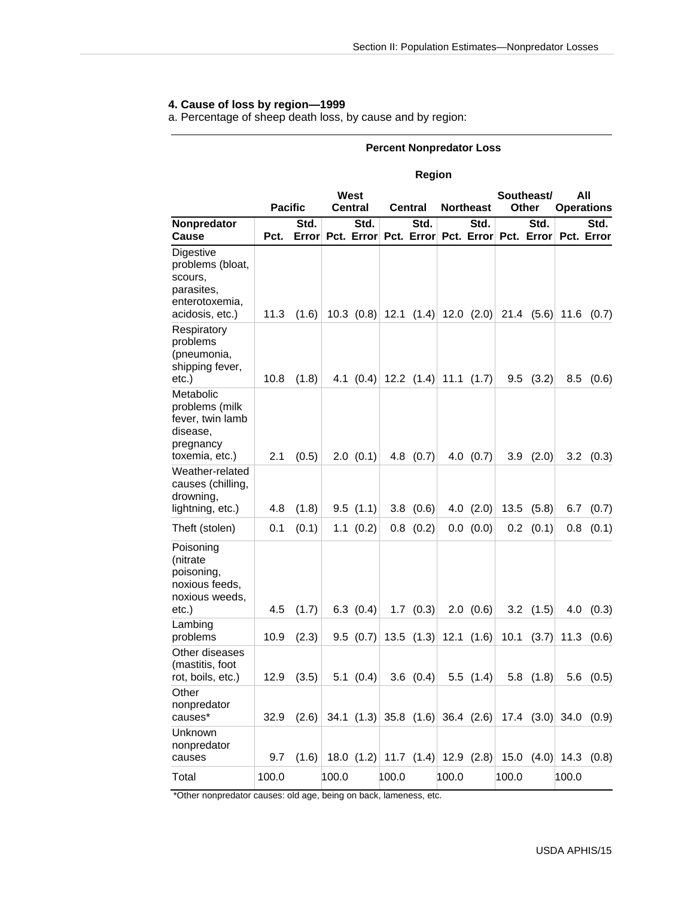### 4. Cause of loss by region—1999

a. Percentage of sheep death loss, by cause and by region:

| | Percent Nonpredator Loss | | | | | | | | | | | |
|---|---|---|---|---|---|---|---|---|---|---|---|---|
| | Region | | | | | | | | | | | |
| | Pacific | | West Central | | Central | | Northeast | | Southeast/ Other | | All Operations | |
| Nonpredator Cause | Pct. | Std. Error | Pct. | Std. Error | Pct. | Std. Error | Pct. | Std. Error | Pct. | Std. Error | Pct. | Std. Error |
| Digestive problems (bloat, scours, parasites, enterotoxemia, acidosis, etc.) | 11.3 | (1.6) | 10.3 | (0.8) | 12.1 | (1.4) | 12.0 | (2.0) | 21.4 | (5.6) | 11.6 | (0.7) |
| Respiratory problems (pneumonia, shipping fever, etc.) | 10.8 | (1.8) | 4.1 | (0.4) | 12.2 | (1.4) | 11.1 | (1.7) | 9.5 | (3.2) | 8.5 | (0.6) |
| Metabolic problems (milk fever, twin lamb disease, pregnancy toxemia, etc.) | 2.1 | (0.5) | 2.0 | (0.1) | 4.8 | (0.7) | 4.0 | (0.7) | 3.9 | (2.0) | 3.2 | (0.3) |
| Weather-related causes (chilling, drowning, lightning, etc.) | 4.8 | (1.8) | 9.5 | (1.1) | 3.8 | (0.6) | 4.0 | (2.0) | 13.5 | (5.8) | 6.7 | (0.7) |
| Theft (stolen) | 0.1 | (0.1) | 1.1 | (0.2) | 0.8 | (0.2) | 0.0 | (0.0) | 0.2 | (0.1) | 0.8 | (0.1) |
| Poisoning (nitrate poisoning, noxious feeds, noxious weeds, etc.) | 4.5 | (1.7) | 6.3 | (0.4) | 1.7 | (0.3) | 2.0 | (0.6) | 3.2 | (1.5) | 4.0 | (0.3) |
| Lambing problems | 10.9 | (2.3) | 9.5 | (0.7) | 13.5 | (1.3) | 12.1 | (1.6) | 10.1 | (3.7) | 11.3 | (0.6) |
| Other diseases (mastitis, foot rot, boils, etc.) | 12.9 | (3.5) | 5.1 | (0.4) | 3.6 | (0.4) | 5.5 | (1.4) | 5.8 | (1.8) | 5.6 | (0.5) |
| Other nonpredator causes* | 32.9 | (2.6) | 34.1 | (1.3) | 35.8 | (1.6) | 36.4 | (2.6) | 17.4 | (3.0) | 34.0 | (0.9) |
| Unknown nonpredator causes | 9.7 | (1.6) | 18.0 | (1.2) | 11.7 | (1.4) | 12.9 | (2.8) | 15.0 | (4.0) | 14.3 | (0.8) |
| Total | 100.0 | | 100.0 | | 100.0 | | 100.0 | | 100.0 | | 100.0 | |

*Other nonpredator causes: old age, being on back, lameness, etc.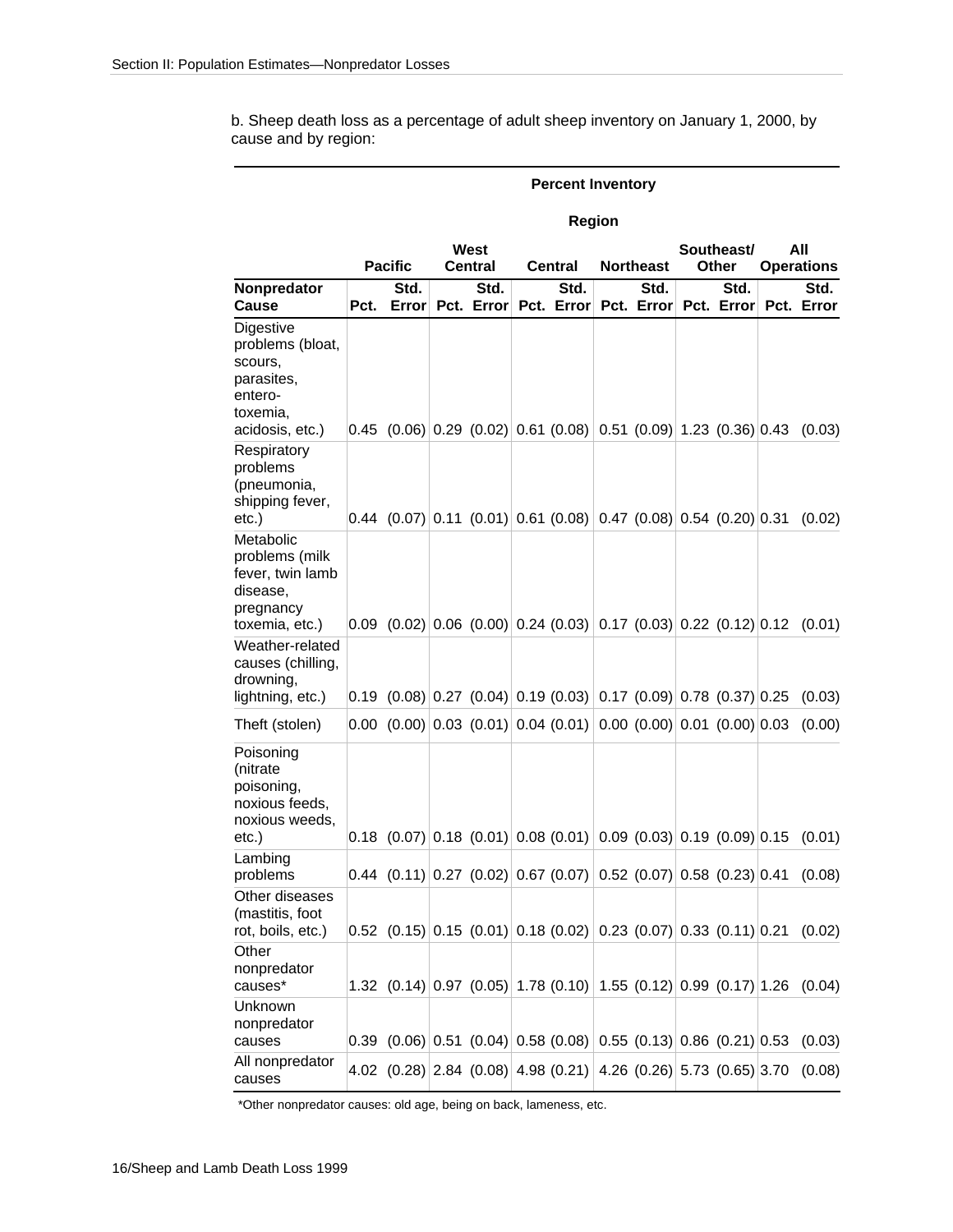b. Sheep death loss as a percentage of adult sheep inventory on January 1, 2000, by cause and by region:

| | Percent Inventory | | | | | | | | | | | |
|---|---|---|---|---|---|---|---|---|---|---|---|---|
| | Region | | | | | | | | | | | |
| | Pacific | | West Central | | Central | | Northeast | | Southeast/ Other | | All Operations | |
| Nonpredator Cause | Pct. | Std. Error | Pct. | Std. Error | Pct. | Std. Error | Pct. | Std. Error | Pct. | Std. Error | Pct. | Std. Error |
| Digestive problems (bloat, scours, parasites, entero-toxemia, acidosis, etc.) | 0.45 | (0.06) | 0.29 | (0.02) | 0.61 | (0.08) | 0.51 | (0.09) | 1.23 | (0.36) | 0.43 | (0.03) |
| Respiratory problems (pneumonia, shipping fever, etc.) | 0.44 | (0.07) | 0.11 | (0.01) | 0.61 | (0.08) | 0.47 | (0.08) | 0.54 | (0.20) | 0.31 | (0.02) |
| Metabolic problems (milk fever, twin lamb disease, pregnancy toxemia, etc.) | 0.09 | (0.02) | 0.06 | (0.00) | 0.24 | (0.03) | 0.17 | (0.03) | 0.22 | (0.12) | 0.12 | (0.01) |
| Weather-related causes (chilling, drowning, lightning, etc.) | 0.19 | (0.08) | 0.27 | (0.04) | 0.19 | (0.03) | 0.17 | (0.09) | 0.78 | (0.37) | 0.25 | (0.03) |
| Theft (stolen) | 0.00 | (0.00) | 0.03 | (0.01) | 0.04 | (0.01) | 0.00 | (0.00) | 0.01 | (0.00) | 0.03 | (0.00) |
| Poisoning (nitrate poisoning, noxious feeds, noxious weeds, etc.) | 0.18 | (0.07) | 0.18 | (0.01) | 0.08 | (0.01) | 0.09 | (0.03) | 0.19 | (0.09) | 0.15 | (0.01) |
| Lambing problems | 0.44 | (0.11) | 0.27 | (0.02) | 0.67 | (0.07) | 0.52 | (0.07) | 0.58 | (0.23) | 0.41 | (0.08) |
| Other diseases (mastitis, foot rot, boils, etc.) | 0.52 | (0.15) | 0.15 | (0.01) | 0.18 | (0.02) | 0.23 | (0.07) | 0.33 | (0.11) | 0.21 | (0.02) |
| Other nonpredator causes* | 1.32 | (0.14) | 0.97 | (0.05) | 1.78 | (0.10) | 1.55 | (0.12) | 0.99 | (0.17) | 1.26 | (0.04) |
| Unknown nonpredator causes | 0.39 | (0.06) | 0.51 | (0.04) | 0.58 | (0.08) | 0.55 | (0.13) | 0.86 | (0.21) | 0.53 | (0.03) |
| All nonpredator causes | 4.02 | (0.28) | 2.84 | (0.08) | 4.98 | (0.21) | 4.26 | (0.26) | 5.73 | (0.65) | 3.70 | (0.08) |

*Other nonpredator causes: old age, being on back, lameness, etc.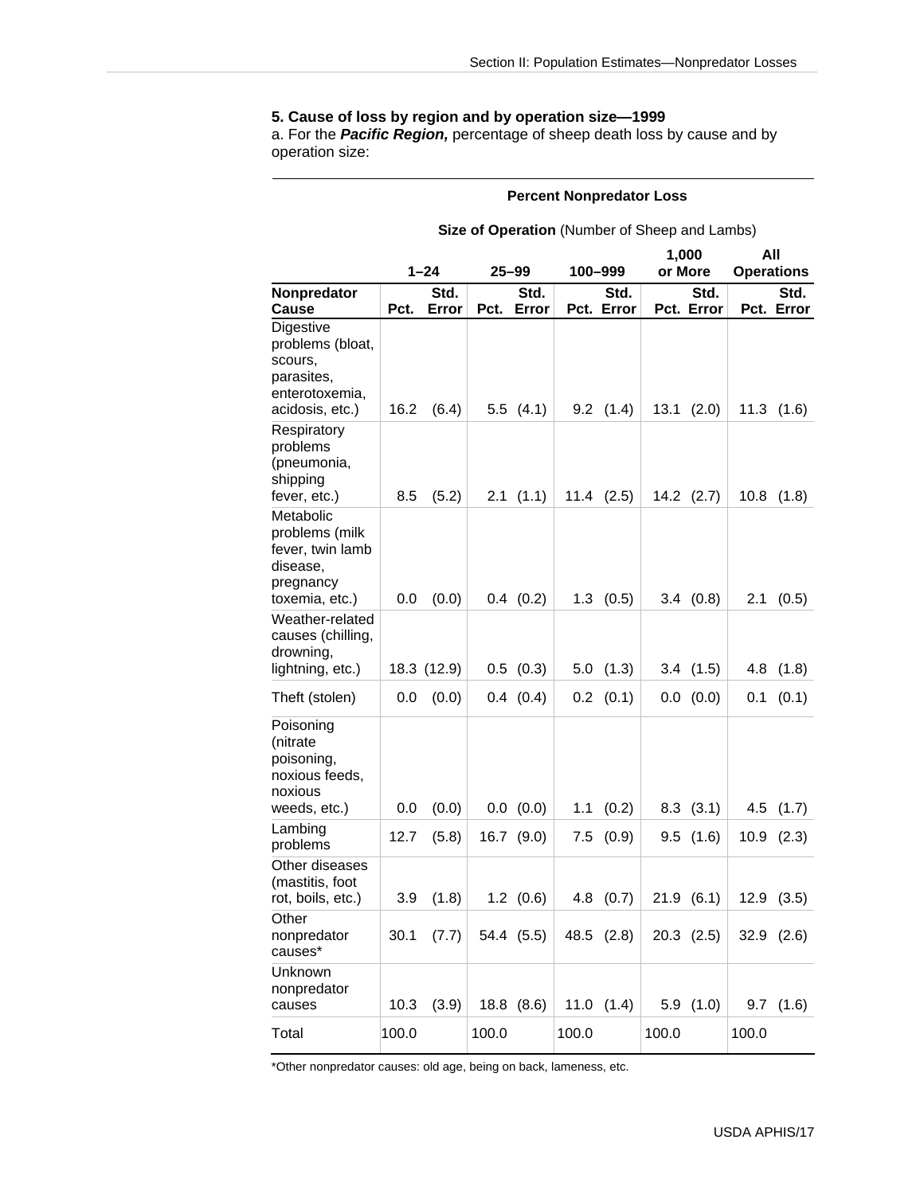### 5. Cause of loss by region and by operation size—1999

a. For the ***Pacific Region,*** percentage of sheep death loss by cause and by operation size:

| | Percent Nonpredator Loss | | | | | | | | | |
|---|---|---|---|---|---|---|---|---|---|---|
| | Size of Operation (Number of Sheep and Lambs) | | | | | | | | | |
| | 1–24 | | 25–99 | | 100–999 | | 1,000 or More | | All Operations | |
| **Nonpredator Cause** | **Pct.** | **Std. Error** | **Pct.** | **Std. Error** | **Pct.** | **Std. Error** | **Pct.** | **Std. Error** | **Pct.** | **Std. Error** |
| Digestive problems (bloat, scours, parasites, enterotoxemia, acidosis, etc.) | 16.2 | (6.4) | 5.5 | (4.1) | 9.2 | (1.4) | 13.1 | (2.0) | 11.3 | (1.6) |
| Respiratory problems (pneumonia, shipping fever, etc.) | 8.5 | (5.2) | 2.1 | (1.1) | 11.4 | (2.5) | 14.2 | (2.7) | 10.8 | (1.8) |
| Metabolic problems (milk fever, twin lamb disease, pregnancy toxemia, etc.) | 0.0 | (0.0) | 0.4 | (0.2) | 1.3 | (0.5) | 3.4 | (0.8) | 2.1 | (0.5) |
| Weather-related causes (chilling, drowning, lightning, etc.) | 18.3 | (12.9) | 0.5 | (0.3) | 5.0 | (1.3) | 3.4 | (1.5) | 4.8 | (1.8) |
| Theft (stolen) | 0.0 | (0.0) | 0.4 | (0.4) | 0.2 | (0.1) | 0.0 | (0.0) | 0.1 | (0.1) |
| Poisoning (nitrate poisoning, noxious feeds, noxious weeds, etc.) | 0.0 | (0.0) | 0.0 | (0.0) | 1.1 | (0.2) | 8.3 | (3.1) | 4.5 | (1.7) |
| Lambing problems | 12.7 | (5.8) | 16.7 | (9.0) | 7.5 | (0.9) | 9.5 | (1.6) | 10.9 | (2.3) |
| Other diseases (mastitis, foot rot, boils, etc.) | 3.9 | (1.8) | 1.2 | (0.6) | 4.8 | (0.7) | 21.9 | (6.1) | 12.9 | (3.5) |
| Other nonpredator causes* | 30.1 | (7.7) | 54.4 | (5.5) | 48.5 | (2.8) | 20.3 | (2.5) | 32.9 | (2.6) |
| Unknown nonpredator causes | 10.3 | (3.9) | 18.8 | (8.6) | 11.0 | (1.4) | 5.9 | (1.0) | 9.7 | (1.6) |
| Total | 100.0 | | 100.0 | | 100.0 | | 100.0 | | 100.0 | |

*Other nonpredator causes: old age, being on back, lameness, etc.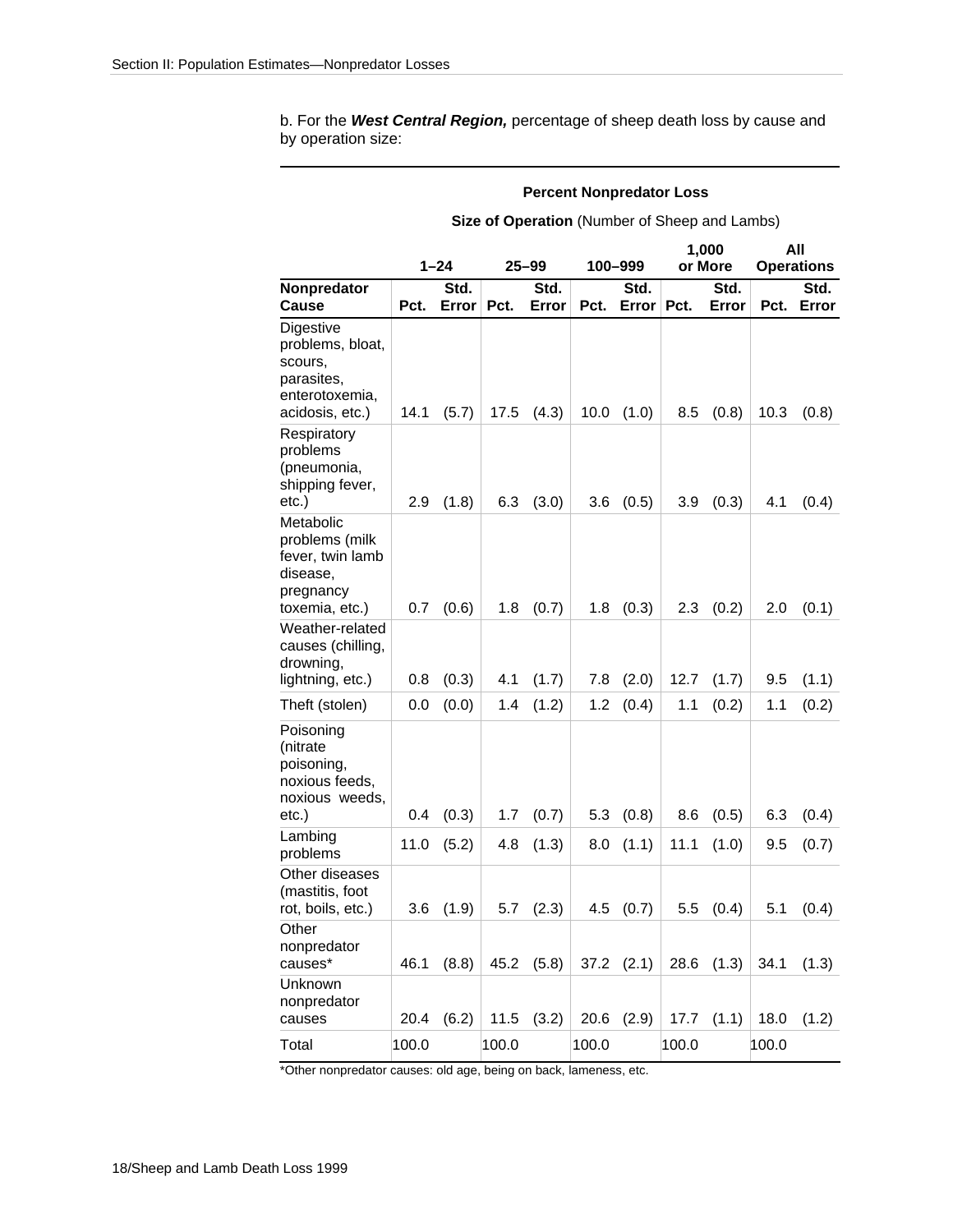b. For the ***West Central Region,*** percentage of sheep death loss by cause and by operation size:

**Percent Nonpredator Loss**

**Size of Operation** (Number of Sheep and Lambs)

| | 1–24 | | 25–99 | | 100–999 | | 1,000 or More | | All Operations | |
|---|---|---|---|---|---|---|---|---|---|---|
| **Nonpredator Cause** | **Pct.** | **Std. Error** | **Pct.** | **Std. Error** | **Pct.** | **Std. Error** | **Pct.** | **Std. Error** | **Pct.** | **Std. Error** |
| Digestive problems, bloat, scours, parasites, enterotoxemia, acidosis, etc.) | 14.1 | (5.7) | 17.5 | (4.3) | 10.0 | (1.0) | 8.5 | (0.8) | 10.3 | (0.8) |
| Respiratory problems (pneumonia, shipping fever, etc.) | 2.9 | (1.8) | 6.3 | (3.0) | 3.6 | (0.5) | 3.9 | (0.3) | 4.1 | (0.4) |
| Metabolic problems (milk fever, twin lamb disease, pregnancy toxemia, etc.) | 0.7 | (0.6) | 1.8 | (0.7) | 1.8 | (0.3) | 2.3 | (0.2) | 2.0 | (0.1) |
| Weather-related causes (chilling, drowning, lightning, etc.) | 0.8 | (0.3) | 4.1 | (1.7) | 7.8 | (2.0) | 12.7 | (1.7) | 9.5 | (1.1) |
| Theft (stolen) | 0.0 | (0.0) | 1.4 | (1.2) | 1.2 | (0.4) | 1.1 | (0.2) | 1.1 | (0.2) |
| Poisoning (nitrate poisoning, noxious feeds, noxious weeds, etc.) | 0.4 | (0.3) | 1.7 | (0.7) | 5.3 | (0.8) | 8.6 | (0.5) | 6.3 | (0.4) |
| Lambing problems | 11.0 | (5.2) | 4.8 | (1.3) | 8.0 | (1.1) | 11.1 | (1.0) | 9.5 | (0.7) |
| Other diseases (mastitis, foot rot, boils, etc.) | 3.6 | (1.9) | 5.7 | (2.3) | 4.5 | (0.7) | 5.5 | (0.4) | 5.1 | (0.4) |
| Other nonpredator causes* | 46.1 | (8.8) | 45.2 | (5.8) | 37.2 | (2.1) | 28.6 | (1.3) | 34.1 | (1.3) |
| Unknown nonpredator causes | 20.4 | (6.2) | 11.5 | (3.2) | 20.6 | (2.9) | 17.7 | (1.1) | 18.0 | (1.2) |
| Total | 100.0 | | 100.0 | | 100.0 | | 100.0 | | 100.0 | |

*Other nonpredator causes: old age, being on back, lameness, etc.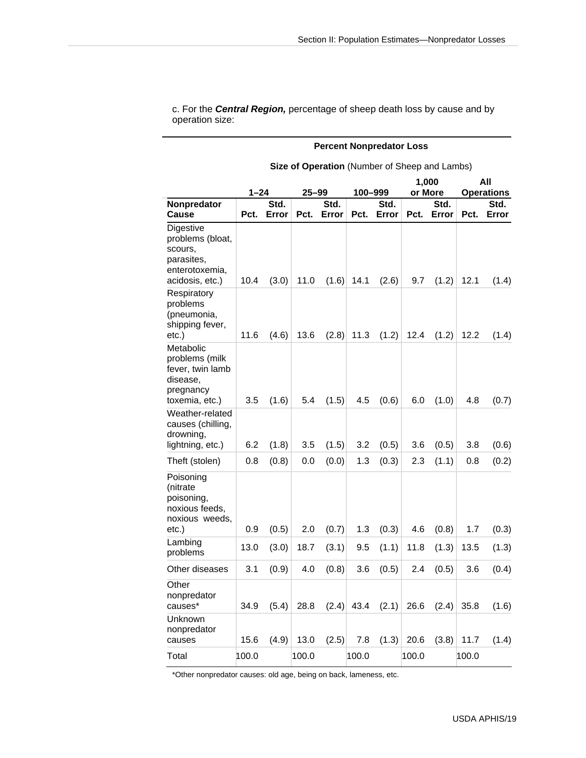c. For the ***Central Region,*** percentage of sheep death loss by cause and by operation size:

**Percent Nonpredator Loss**

| | **Size of Operation** (Number of Sheep and Lambs) | | | | | | | | | |
|---|---|---|---|---|---|---|---|---|---|---|
| | **1–24** | | **25–99** | | **100–999** | | **1,000 or More** | | **All Operations** | |
| **Nonpredator Cause** | **Pct.** | **Std. Error** | **Pct.** | **Std. Error** | **Pct.** | **Std. Error** | **Pct.** | **Std. Error** | **Pct.** | **Std. Error** |
| Digestive problems (bloat, scours, parasites, enterotoxemia, acidosis, etc.) | 10.4 | (3.0) | 11.0 | (1.6) | 14.1 | (2.6) | 9.7 | (1.2) | 12.1 | (1.4) |
| Respiratory problems (pneumonia, shipping fever, etc.) | 11.6 | (4.6) | 13.6 | (2.8) | 11.3 | (1.2) | 12.4 | (1.2) | 12.2 | (1.4) |
| Metabolic problems (milk fever, twin lamb disease, pregnancy toxemia, etc.) | 3.5 | (1.6) | 5.4 | (1.5) | 4.5 | (0.6) | 6.0 | (1.0) | 4.8 | (0.7) |
| Weather-related causes (chilling, drowning, lightning, etc.) | 6.2 | (1.8) | 3.5 | (1.5) | 3.2 | (0.5) | 3.6 | (0.5) | 3.8 | (0.6) |
| Theft (stolen) | 0.8 | (0.8) | 0.0 | (0.0) | 1.3 | (0.3) | 2.3 | (1.1) | 0.8 | (0.2) |
| Poisoning (nitrate poisoning, noxious feeds, noxious weeds, etc.) | 0.9 | (0.5) | 2.0 | (0.7) | 1.3 | (0.3) | 4.6 | (0.8) | 1.7 | (0.3) |
| Lambing problems | 13.0 | (3.0) | 18.7 | (3.1) | 9.5 | (1.1) | 11.8 | (1.3) | 13.5 | (1.3) |
| Other diseases | 3.1 | (0.9) | 4.0 | (0.8) | 3.6 | (0.5) | 2.4 | (0.5) | 3.6 | (0.4) |
| Other nonpredator causes* | 34.9 | (5.4) | 28.8 | (2.4) | 43.4 | (2.1) | 26.6 | (2.4) | 35.8 | (1.6) |
| Unknown nonpredator causes | 15.6 | (4.9) | 13.0 | (2.5) | 7.8 | (1.3) | 20.6 | (3.8) | 11.7 | (1.4) |
| Total | 100.0 | | 100.0 | | 100.0 | | 100.0 | | 100.0 | |

*Other nonpredator causes: old age, being on back, lameness, etc.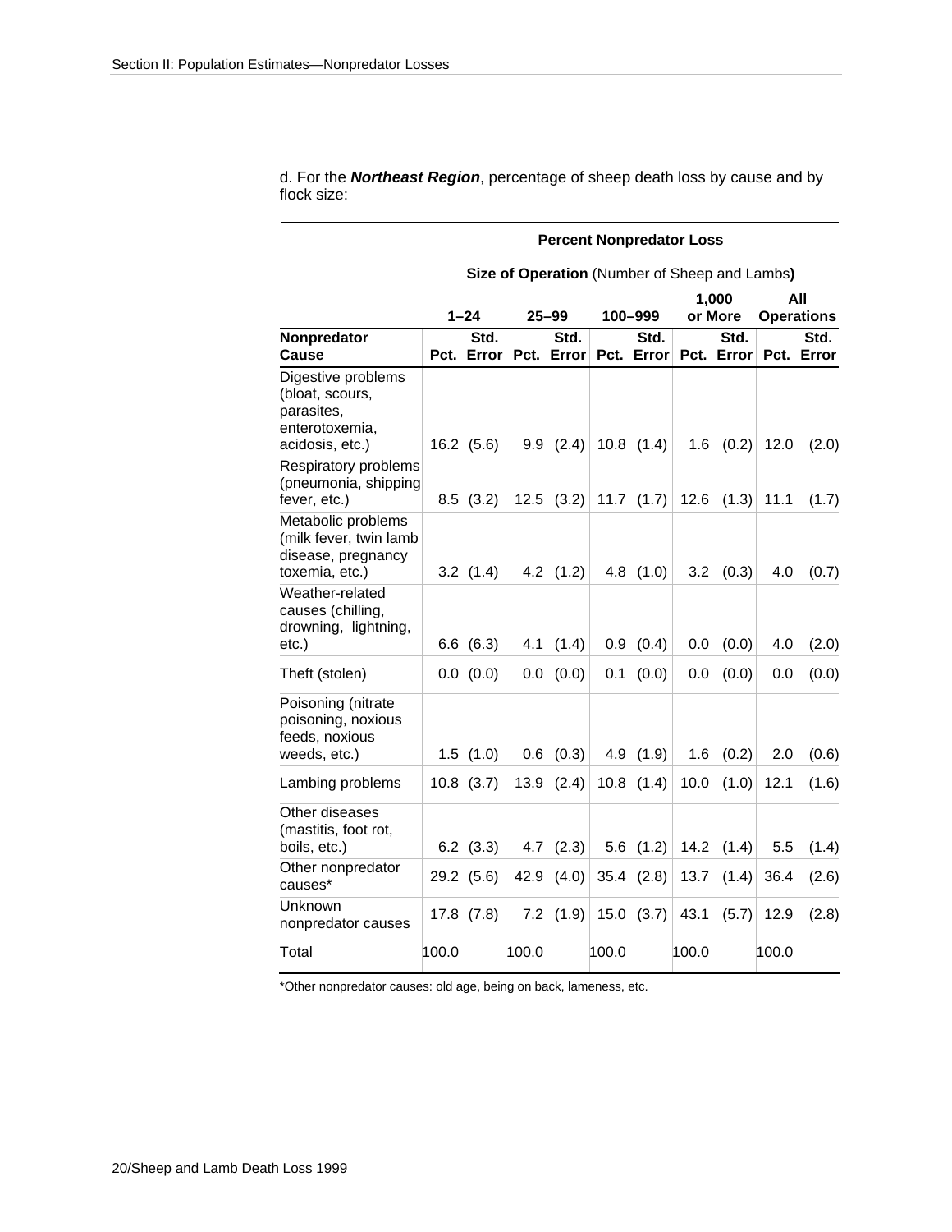d. For the ***Northeast Region***, percentage of sheep death loss by cause and by flock size:

| | **Percent Nonpredator Loss** | | | | | | | | | |
|---|---|---|---|---|---|---|---|---|---|---|
| | **Size of Operation** (Number of Sheep and Lambs**)** | | | | | | | | | |
| | **1–24** | | **25–99** | | **100–999** | | **1,000 or More** | | **All Operations** | |
| **Nonpredator Cause** | **Pct.** | **Std. Error** | **Pct.** | **Std. Error** | **Pct.** | **Std. Error** | **Pct.** | **Std. Error** | **Pct.** | **Std. Error** |
| Digestive problems (bloat, scours, parasites, enterotoxemia, acidosis, etc.) | 16.2 | (5.6) | 9.9 | (2.4) | 10.8 | (1.4) | 1.6 | (0.2) | 12.0 | (2.0) |
| Respiratory problems (pneumonia, shipping fever, etc.) | 8.5 | (3.2) | 12.5 | (3.2) | 11.7 | (1.7) | 12.6 | (1.3) | 11.1 | (1.7) |
| Metabolic problems (milk fever, twin lamb disease, pregnancy toxemia, etc.) | 3.2 | (1.4) | 4.2 | (1.2) | 4.8 | (1.0) | 3.2 | (0.3) | 4.0 | (0.7) |
| Weather-related causes (chilling, drowning, lightning, etc.) | 6.6 | (6.3) | 4.1 | (1.4) | 0.9 | (0.4) | 0.0 | (0.0) | 4.0 | (2.0) |
| Theft (stolen) | 0.0 | (0.0) | 0.0 | (0.0) | 0.1 | (0.0) | 0.0 | (0.0) | 0.0 | (0.0) |
| Poisoning (nitrate poisoning, noxious feeds, noxious weeds, etc.) | 1.5 | (1.0) | 0.6 | (0.3) | 4.9 | (1.9) | 1.6 | (0.2) | 2.0 | (0.6) |
| Lambing problems | 10.8 | (3.7) | 13.9 | (2.4) | 10.8 | (1.4) | 10.0 | (1.0) | 12.1 | (1.6) |
| Other diseases (mastitis, foot rot, boils, etc.) | 6.2 | (3.3) | 4.7 | (2.3) | 5.6 | (1.2) | 14.2 | (1.4) | 5.5 | (1.4) |
| Other nonpredator causes* | 29.2 | (5.6) | 42.9 | (4.0) | 35.4 | (2.8) | 13.7 | (1.4) | 36.4 | (2.6) |
| Unknown nonpredator causes | 17.8 | (7.8) | 7.2 | (1.9) | 15.0 | (3.7) | 43.1 | (5.7) | 12.9 | (2.8) |
| Total | 100.0 | | 100.0 | | 100.0 | | 100.0 | | 100.0 | |

*Other nonpredator causes: old age, being on back, lameness, etc.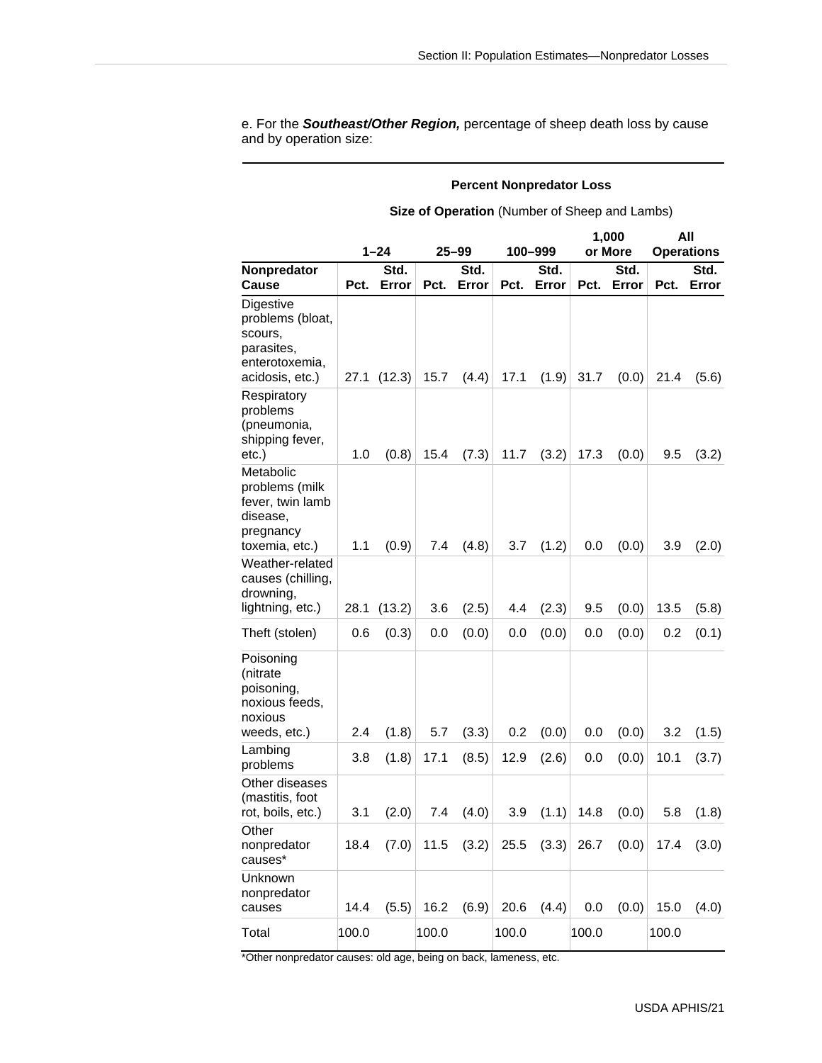e. For the ***Southeast/Other Region,*** percentage of sheep death loss by cause and by operation size:

| | **Percent Nonpredator Loss** | | | | | | | | | |
|---|---|---|---|---|---|---|---|---|---|---|
| | **Size of Operation** (Number of Sheep and Lambs) | | | | | | | | | |
| | **1–24** | | **25–99** | | **100–999** | | **1,000 or More** | | **All Operations** | |
| **Nonpredator Cause** | **Pct.** | **Std. Error** | **Pct.** | **Std. Error** | **Pct.** | **Std. Error** | **Pct.** | **Std. Error** | **Pct.** | **Std. Error** |
| Digestive problems (bloat, scours, parasites, enterotoxemia, acidosis, etc.) | 27.1 | (12.3) | 15.7 | (4.4) | 17.1 | (1.9) | 31.7 | (0.0) | 21.4 | (5.6) |
| Respiratory problems (pneumonia, shipping fever, etc.) | 1.0 | (0.8) | 15.4 | (7.3) | 11.7 | (3.2) | 17.3 | (0.0) | 9.5 | (3.2) |
| Metabolic problems (milk fever, twin lamb disease, pregnancy toxemia, etc.) | 1.1 | (0.9) | 7.4 | (4.8) | 3.7 | (1.2) | 0.0 | (0.0) | 3.9 | (2.0) |
| Weather-related causes (chilling, drowning, lightning, etc.) | 28.1 | (13.2) | 3.6 | (2.5) | 4.4 | (2.3) | 9.5 | (0.0) | 13.5 | (5.8) |
| Theft (stolen) | 0.6 | (0.3) | 0.0 | (0.0) | 0.0 | (0.0) | 0.0 | (0.0) | 0.2 | (0.1) |
| Poisoning (nitrate poisoning, noxious feeds, noxious weeds, etc.) | 2.4 | (1.8) | 5.7 | (3.3) | 0.2 | (0.0) | 0.0 | (0.0) | 3.2 | (1.5) |
| Lambing problems | 3.8 | (1.8) | 17.1 | (8.5) | 12.9 | (2.6) | 0.0 | (0.0) | 10.1 | (3.7) |
| Other diseases (mastitis, foot rot, boils, etc.) | 3.1 | (2.0) | 7.4 | (4.0) | 3.9 | (1.1) | 14.8 | (0.0) | 5.8 | (1.8) |
| Other nonpredator causes* | 18.4 | (7.0) | 11.5 | (3.2) | 25.5 | (3.3) | 26.7 | (0.0) | 17.4 | (3.0) |
| Unknown nonpredator causes | 14.4 | (5.5) | 16.2 | (6.9) | 20.6 | (4.4) | 0.0 | (0.0) | 15.0 | (4.0) |
| Total | 100.0 | | 100.0 | | 100.0 | | 100.0 | | 100.0 | |

*Other nonpredator causes: old age, being on back, lameness, etc.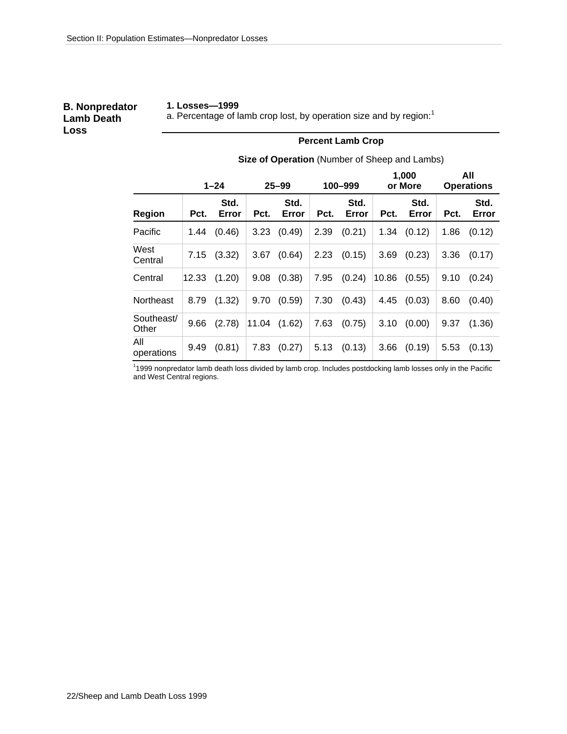## B. Nonpredator Lamb Death Loss

### 1. Losses—1999

a. Percentage of lamb crop lost, by operation size and by region:[1]

| | Percent Lamb Crop | | | | | | | | | |
|---|---|---|---|---|---|---|---|---|---|---|
| | **Size of Operation** (Number of Sheep and Lambs) | | | | | | | | | |
| | 1–24 | | 25–99 | | 100–999 | | 1,000 or More | | All Operations | |
| Region | Pct. | Std. Error | Pct. | Std. Error | Pct. | Std. Error | Pct. | Std. Error | Pct. | Std. Error |
| Pacific | 1.44 | (0.46) | 3.23 | (0.49) | 2.39 | (0.21) | 1.34 | (0.12) | 1.86 | (0.12) |
| West Central | 7.15 | (3.32) | 3.67 | (0.64) | 2.23 | (0.15) | 3.69 | (0.23) | 3.36 | (0.17) |
| Central | 12.33 | (1.20) | 9.08 | (0.38) | 7.95 | (0.24) | 10.86 | (0.55) | 9.10 | (0.24) |
| Northeast | 8.79 | (1.32) | 9.70 | (0.59) | 7.30 | (0.43) | 4.45 | (0.03) | 8.60 | (0.40) |
| Southeast/ Other | 9.66 | (2.78) | 11.04 | (1.62) | 7.63 | (0.75) | 3.10 | (0.00) | 9.37 | (1.36) |
| All operations | 9.49 | (0.81) | 7.83 | (0.27) | 5.13 | (0.13) | 3.66 | (0.19) | 5.53 | (0.13) |

[1]1999 nonpredator lamb death loss divided by lamb crop. Includes postdocking lamb losses only in the Pacific and West Central regions.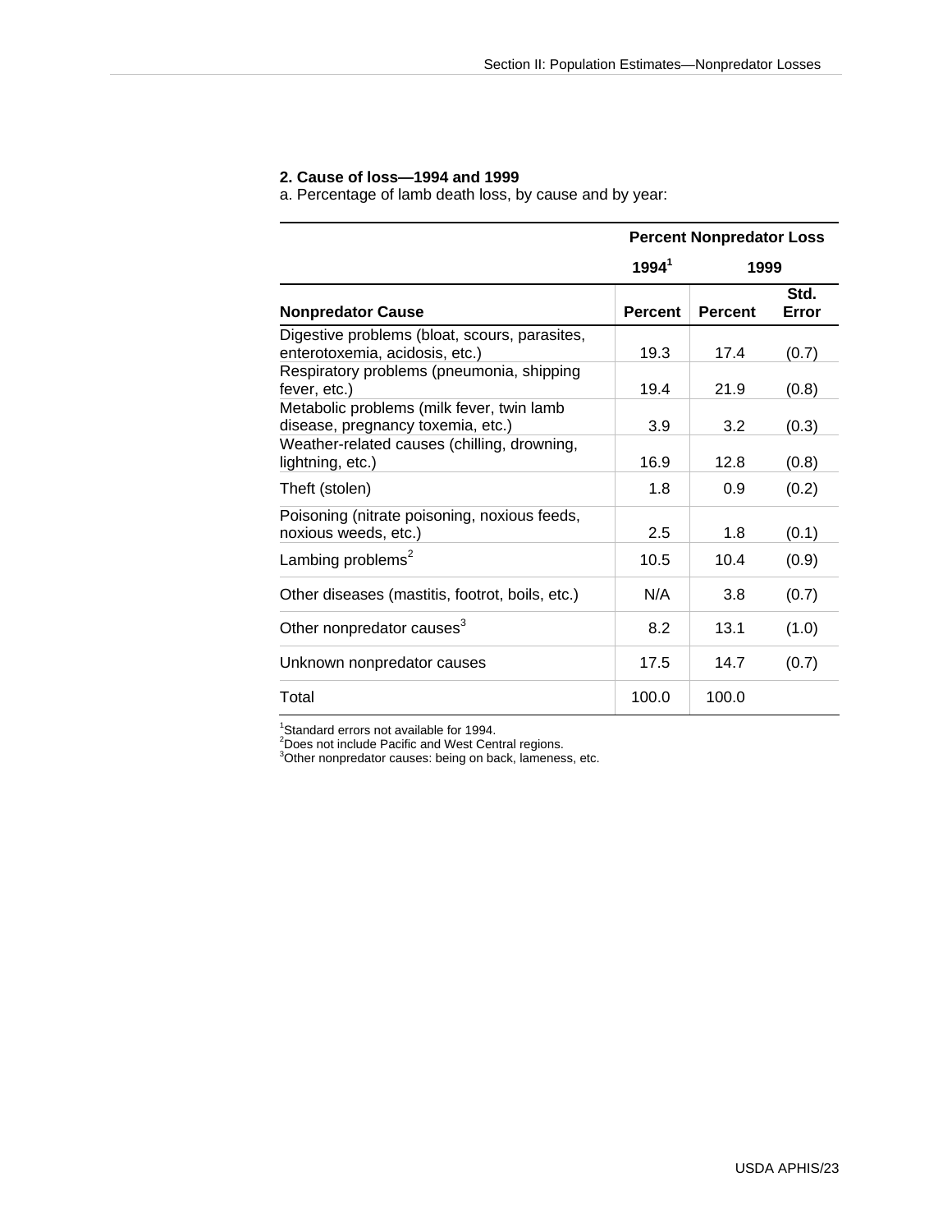**2. Cause of loss—1994 and 1999**

a. Percentage of lamb death loss, by cause and by year:

| | Percent Nonpredator Loss | | |
|---|---|---|---|
| | 1994[1] | 1999 | |
| Nonpredator Cause | Percent | Percent | Std. Error |
| Digestive problems (bloat, scours, parasites, enterotoxemia, acidosis, etc.) | 19.3 | 17.4 | (0.7) |
| Respiratory problems (pneumonia, shipping fever, etc.) | 19.4 | 21.9 | (0.8) |
| Metabolic problems (milk fever, twin lamb disease, pregnancy toxemia, etc.) | 3.9 | 3.2 | (0.3) |
| Weather-related causes (chilling, drowning, lightning, etc.) | 16.9 | 12.8 | (0.8) |
| Theft (stolen) | 1.8 | 0.9 | (0.2) |
| Poisoning (nitrate poisoning, noxious feeds, noxious weeds, etc.) | 2.5 | 1.8 | (0.1) |
| Lambing problems[2] | 10.5 | 10.4 | (0.9) |
| Other diseases (mastitis, footrot, boils, etc.) | N/A | 3.8 | (0.7) |
| Other nonpredator causes[3] | 8.2 | 13.1 | (1.0) |
| Unknown nonpredator causes | 17.5 | 14.7 | (0.7) |
| Total | 100.0 | 100.0 | |

[1]Standard errors not available for 1994.
[2]Does not include Pacific and West Central regions.
[3]Other nonpredator causes: being on back, lameness, etc.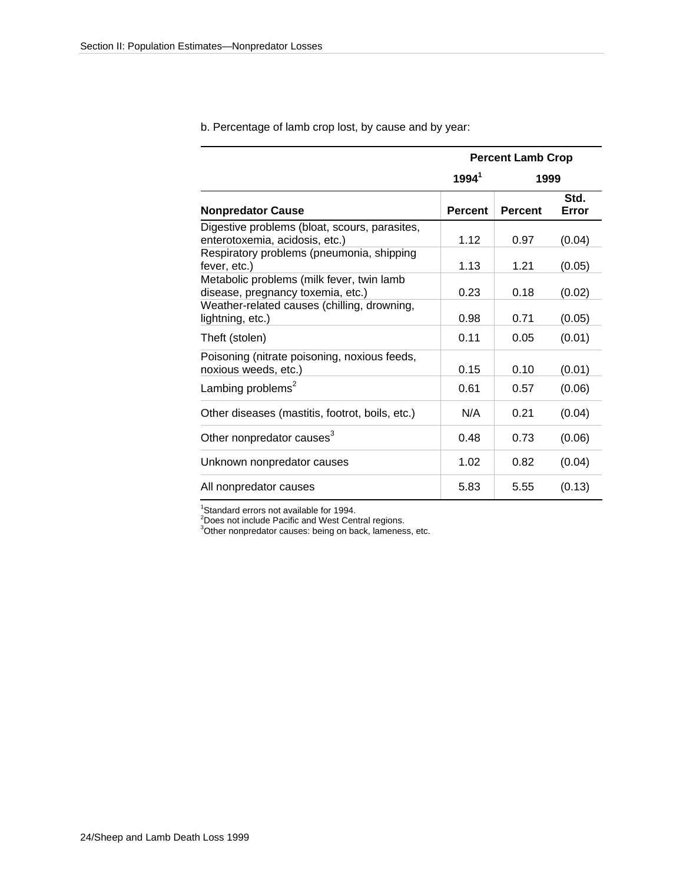b. Percentage of lamb crop lost, by cause and by year:

| | Percent Lamb Crop | | |
|---|---|---|---|
| | 1994[1] | 1999 | |
| Nonpredator Cause | Percent | Percent | Std. Error |
| Digestive problems (bloat, scours, parasites, enterotoxemia, acidosis, etc.) | 1.12 | 0.97 | (0.04) |
| Respiratory problems (pneumonia, shipping fever, etc.) | 1.13 | 1.21 | (0.05) |
| Metabolic problems (milk fever, twin lamb disease, pregnancy toxemia, etc.) | 0.23 | 0.18 | (0.02) |
| Weather-related causes (chilling, drowning, lightning, etc.) | 0.98 | 0.71 | (0.05) |
| Theft (stolen) | 0.11 | 0.05 | (0.01) |
| Poisoning (nitrate poisoning, noxious feeds, noxious weeds, etc.) | 0.15 | 0.10 | (0.01) |
| Lambing problems[2] | 0.61 | 0.57 | (0.06) |
| Other diseases (mastitis, footrot, boils, etc.) | N/A | 0.21 | (0.04) |
| Other nonpredator causes[3] | 0.48 | 0.73 | (0.06) |
| Unknown nonpredator causes | 1.02 | 0.82 | (0.04) |
| All nonpredator causes | 5.83 | 5.55 | (0.13) |

[1]Standard errors not available for 1994.
[2]Does not include Pacific and West Central regions.
[3]Other nonpredator causes: being on back, lameness, etc.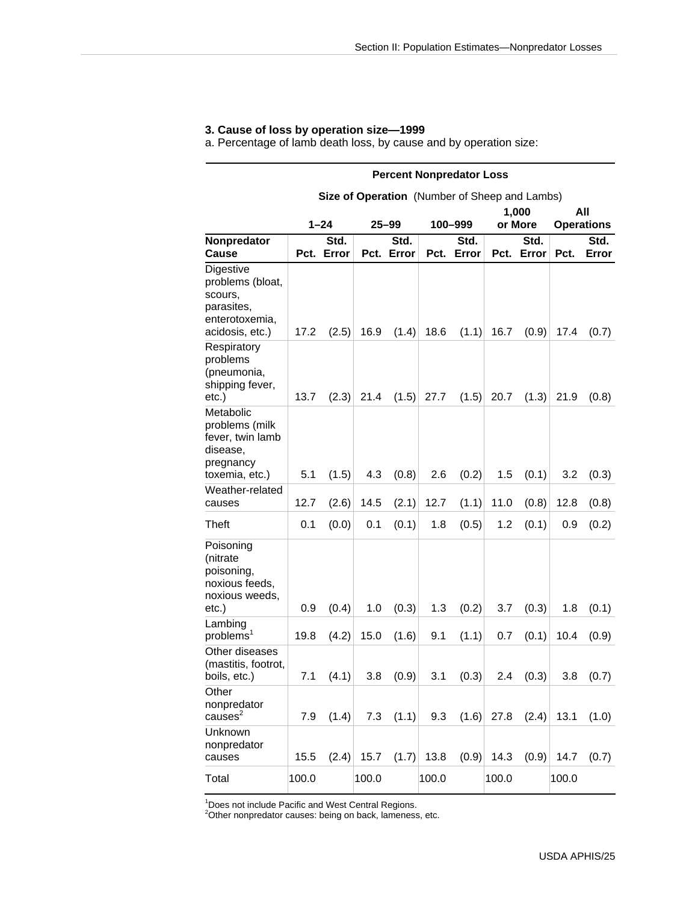### 3. Cause of loss by operation size—1999

a. Percentage of lamb death loss, by cause and by operation size:

| | Percent Nonpredator Loss | | | | | | | | | |
|---|---|---|---|---|---|---|---|---|---|---|
| | Size of Operation (Number of Sheep and Lambs) | | | | | | | | | |
| | 1–24 | | 25–99 | | 100–999 | | 1,000 or More | | All Operations | |
| Nonpredator Cause | Pct. | Std. Error | Pct. | Std. Error | Pct. | Std. Error | Pct. | Std. Error | Pct. | Std. Error |
| Digestive problems (bloat, scours, parasites, enterotoxemia, acidosis, etc.) | 17.2 | (2.5) | 16.9 | (1.4) | 18.6 | (1.1) | 16.7 | (0.9) | 17.4 | (0.7) |
| Respiratory problems (pneumonia, shipping fever, etc.) | 13.7 | (2.3) | 21.4 | (1.5) | 27.7 | (1.5) | 20.7 | (1.3) | 21.9 | (0.8) |
| Metabolic problems (milk fever, twin lamb disease, pregnancy toxemia, etc.) | 5.1 | (1.5) | 4.3 | (0.8) | 2.6 | (0.2) | 1.5 | (0.1) | 3.2 | (0.3) |
| Weather-related causes | 12.7 | (2.6) | 14.5 | (2.1) | 12.7 | (1.1) | 11.0 | (0.8) | 12.8 | (0.8) |
| Theft | 0.1 | (0.0) | 0.1 | (0.1) | 1.8 | (0.5) | 1.2 | (0.1) | 0.9 | (0.2) |
| Poisoning (nitrate poisoning, noxious feeds, noxious weeds, etc.) | 0.9 | (0.4) | 1.0 | (0.3) | 1.3 | (0.2) | 3.7 | (0.3) | 1.8 | (0.1) |
| Lambing problems[1] | 19.8 | (4.2) | 15.0 | (1.6) | 9.1 | (1.1) | 0.7 | (0.1) | 10.4 | (0.9) |
| Other diseases (mastitis, footrot, boils, etc.) | 7.1 | (4.1) | 3.8 | (0.9) | 3.1 | (0.3) | 2.4 | (0.3) | 3.8 | (0.7) |
| Other nonpredator causes[2] | 7.9 | (1.4) | 7.3 | (1.1) | 9.3 | (1.6) | 27.8 | (2.4) | 13.1 | (1.0) |
| Unknown nonpredator causes | 15.5 | (2.4) | 15.7 | (1.7) | 13.8 | (0.9) | 14.3 | (0.9) | 14.7 | (0.7) |
| Total | 100.0 | | 100.0 | | 100.0 | | 100.0 | | 100.0 | |

[1]Does not include Pacific and West Central Regions.
[2]Other nonpredator causes: being on back, lameness, etc.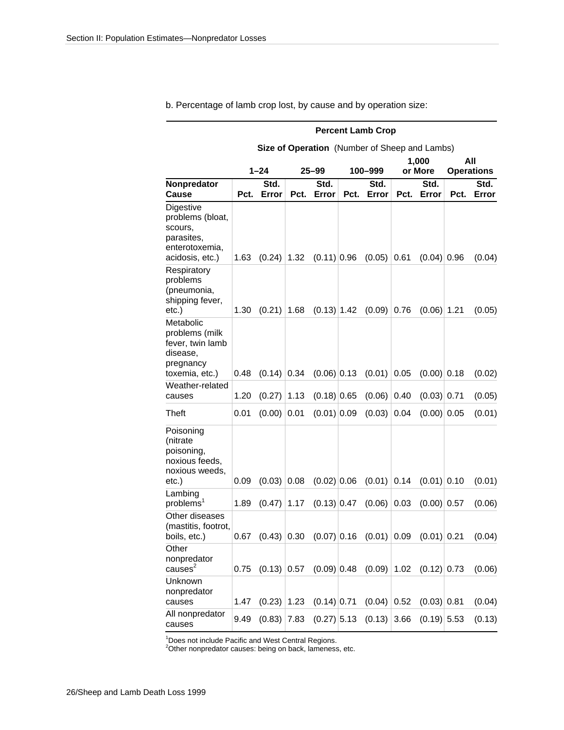b. Percentage of lamb crop lost, by cause and by operation size:

| | Percent Lamb Crop | | | | | | | | | |
|---|---|---|---|---|---|---|---|---|---|---|
| | Size of Operation (Number of Sheep and Lambs) | | | | | | | | | |
| | 1–24 | | 25–99 | | 100–999 | | 1,000 or More | | All Operations | |
| Nonpredator Cause | Pct. | Std. Error | Pct. | Std. Error | Pct. | Std. Error | Pct. | Std. Error | Pct. | Std. Error |
| Digestive problems (bloat, scours, parasites, enterotoxemia, acidosis, etc.) | 1.63 | (0.24) | 1.32 | (0.11) | 0.96 | (0.05) | 0.61 | (0.04) | 0.96 | (0.04) |
| Respiratory problems (pneumonia, shipping fever, etc.) | 1.30 | (0.21) | 1.68 | (0.13) | 1.42 | (0.09) | 0.76 | (0.06) | 1.21 | (0.05) |
| Metabolic problems (milk fever, twin lamb disease, pregnancy toxemia, etc.) | 0.48 | (0.14) | 0.34 | (0.06) | 0.13 | (0.01) | 0.05 | (0.00) | 0.18 | (0.02) |
| Weather-related causes | 1.20 | (0.27) | 1.13 | (0.18) | 0.65 | (0.06) | 0.40 | (0.03) | 0.71 | (0.05) |
| Theft | 0.01 | (0.00) | 0.01 | (0.01) | 0.09 | (0.03) | 0.04 | (0.00) | 0.05 | (0.01) |
| Poisoning (nitrate poisoning, noxious feeds, noxious weeds, etc.) | 0.09 | (0.03) | 0.08 | (0.02) | 0.06 | (0.01) | 0.14 | (0.01) | 0.10 | (0.01) |
| Lambing problems[1] | 1.89 | (0.47) | 1.17 | (0.13) | 0.47 | (0.06) | 0.03 | (0.00) | 0.57 | (0.06) |
| Other diseases (mastitis, footrot, boils, etc.) | 0.67 | (0.43) | 0.30 | (0.07) | 0.16 | (0.01) | 0.09 | (0.01) | 0.21 | (0.04) |
| Other nonpredator causes[2] | 0.75 | (0.13) | 0.57 | (0.09) | 0.48 | (0.09) | 1.02 | (0.12) | 0.73 | (0.06) |
| Unknown nonpredator causes | 1.47 | (0.23) | 1.23 | (0.14) | 0.71 | (0.04) | 0.52 | (0.03) | 0.81 | (0.04) |
| All nonpredator causes | 9.49 | (0.83) | 7.83 | (0.27) | 5.13 | (0.13) | 3.66 | (0.19) | 5.53 | (0.13) |

[1]Does not include Pacific and West Central Regions.
[2]Other nonpredator causes: being on back, lameness, etc.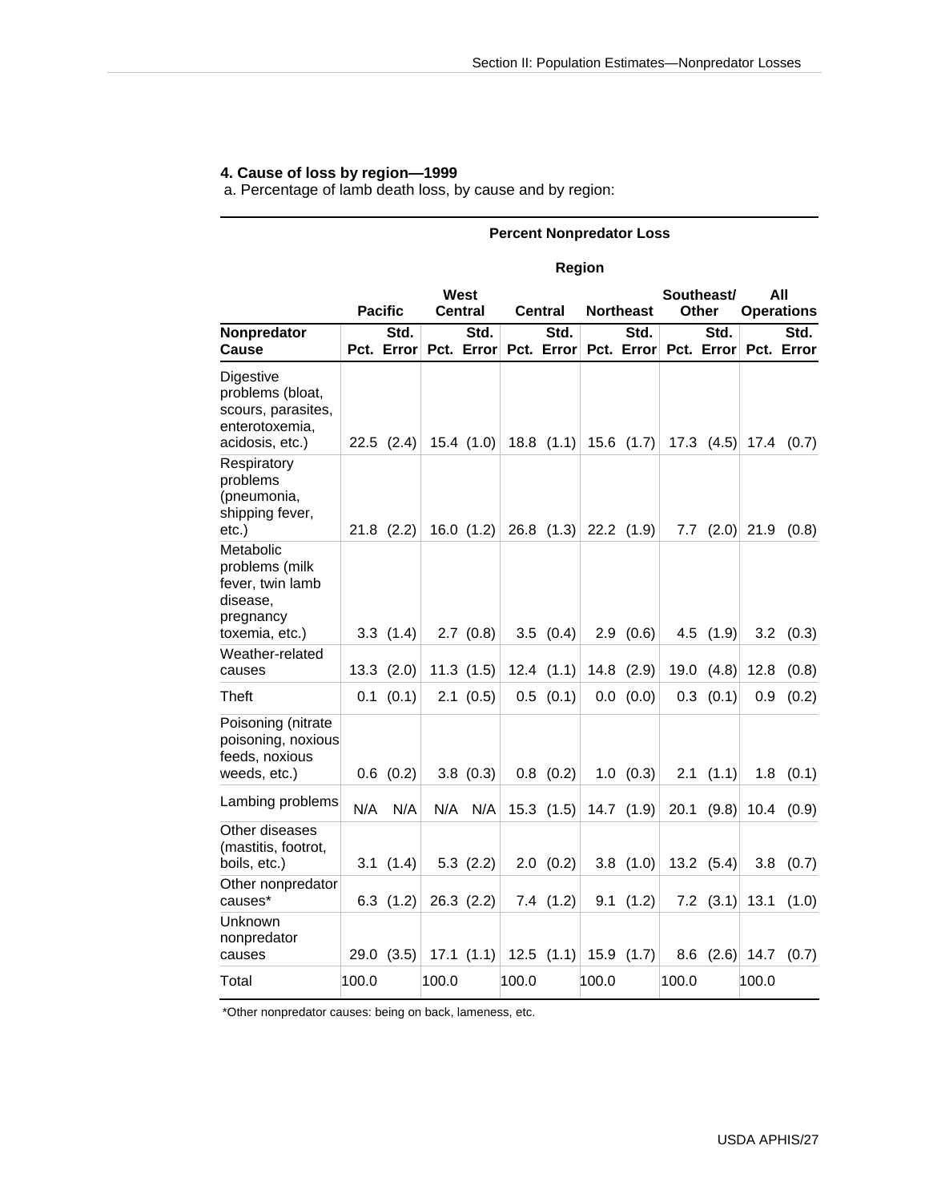#### 4. Cause of loss by region—1999

a. Percentage of lamb death loss, by cause and by region:

| | Percent Nonpredator Loss | | | | | | | | | | | |
|---|---|---|---|---|---|---|---|---|---|---|---|---|
| | Region | | | | | | | | | | | |
| | Pacific | | West Central | | Central | | Northeast | | Southeast/ Other | | All Operations | |
| Nonpredator Cause | Pct. | Std. Error | Pct. | Std. Error | Pct. | Std. Error | Pct. | Std. Error | Pct. | Std. Error | Pct. | Std. Error |
| Digestive problems (bloat, scours, parasites, enterotoxemia, acidosis, etc.) | 22.5 | (2.4) | 15.4 | (1.0) | 18.8 | (1.1) | 15.6 | (1.7) | 17.3 | (4.5) | 17.4 | (0.7) |
| Respiratory problems (pneumonia, shipping fever, etc.) | 21.8 | (2.2) | 16.0 | (1.2) | 26.8 | (1.3) | 22.2 | (1.9) | 7.7 | (2.0) | 21.9 | (0.8) |
| Metabolic problems (milk fever, twin lamb disease, pregnancy toxemia, etc.) | 3.3 | (1.4) | 2.7 | (0.8) | 3.5 | (0.4) | 2.9 | (0.6) | 4.5 | (1.9) | 3.2 | (0.3) |
| Weather-related causes | 13.3 | (2.0) | 11.3 | (1.5) | 12.4 | (1.1) | 14.8 | (2.9) | 19.0 | (4.8) | 12.8 | (0.8) |
| Theft | 0.1 | (0.1) | 2.1 | (0.5) | 0.5 | (0.1) | 0.0 | (0.0) | 0.3 | (0.1) | 0.9 | (0.2) |
| Poisoning (nitrate poisoning, noxious feeds, noxious weeds, etc.) | 0.6 | (0.2) | 3.8 | (0.3) | 0.8 | (0.2) | 1.0 | (0.3) | 2.1 | (1.1) | 1.8 | (0.1) |
| Lambing problems | N/A | N/A | N/A | N/A | 15.3 | (1.5) | 14.7 | (1.9) | 20.1 | (9.8) | 10.4 | (0.9) |
| Other diseases (mastitis, footrot, boils, etc.) | 3.1 | (1.4) | 5.3 | (2.2) | 2.0 | (0.2) | 3.8 | (1.0) | 13.2 | (5.4) | 3.8 | (0.7) |
| Other nonpredator causes* | 6.3 | (1.2) | 26.3 | (2.2) | 7.4 | (1.2) | 9.1 | (1.2) | 7.2 | (3.1) | 13.1 | (1.0) |
| Unknown nonpredator causes | 29.0 | (3.5) | 17.1 | (1.1) | 12.5 | (1.1) | 15.9 | (1.7) | 8.6 | (2.6) | 14.7 | (0.7) |
| Total | 100.0 | | 100.0 | | 100.0 | | 100.0 | | 100.0 | | 100.0 | |

*Other nonpredator causes: being on back, lameness, etc.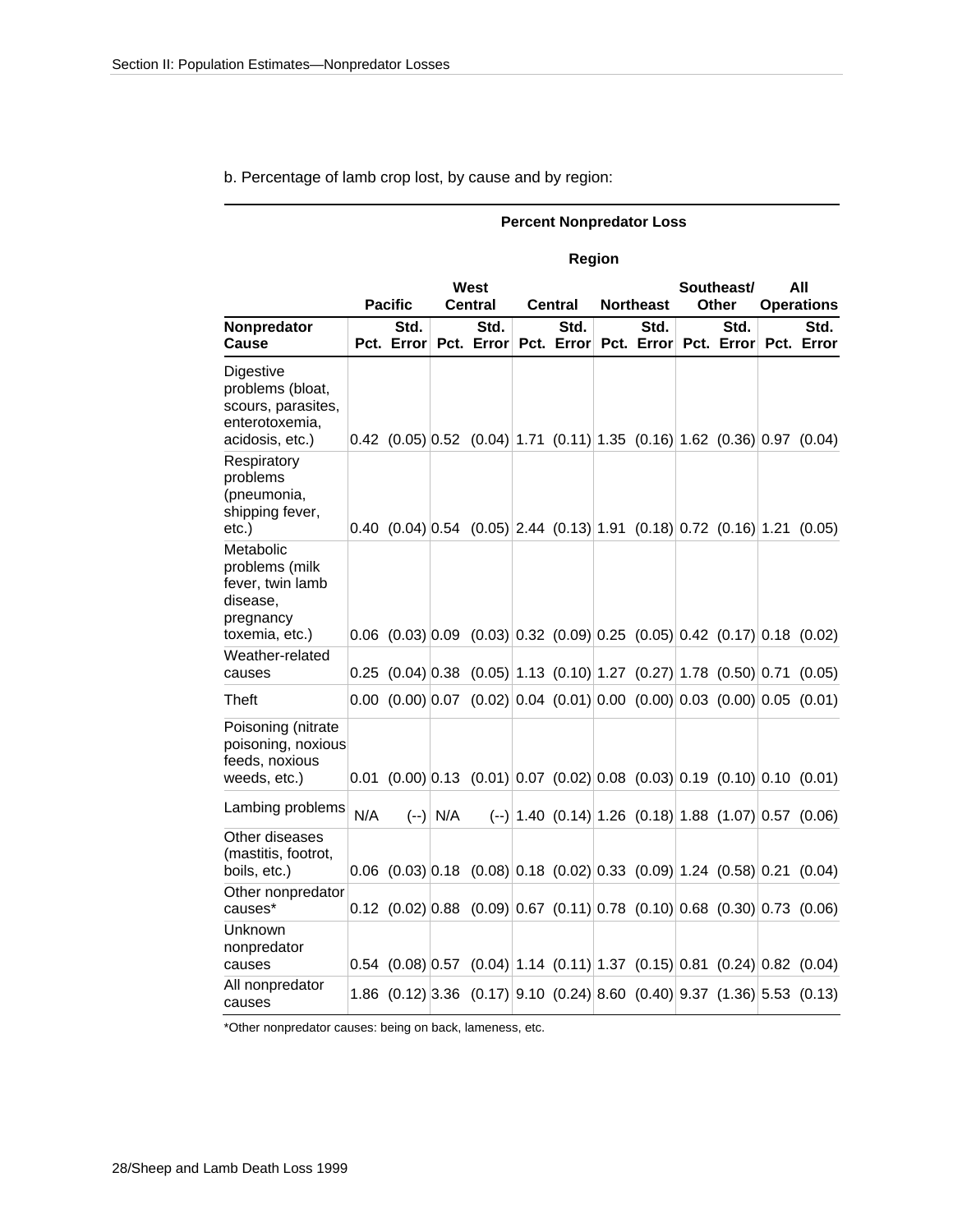b. Percentage of lamb crop lost, by cause and by region:

| | Percent Nonpredator Loss | | | | | | | | | | | |
|---|---|---|---|---|---|---|---|---|---|---|---|---|
| | Region | | | | | | | | | | | |
| | Pacific | | West Central | | Central | | Northeast | | Southeast/ Other | | All Operations | |
| Nonpredator Cause | Pct. | Std. Error | Pct. | Std. Error | Pct. | Std. Error | Pct. | Std. Error | Pct. | Std. Error | Pct. | Std. Error |
| Digestive problems (bloat, scours, parasites, enterotoxemia, acidosis, etc.) | 0.42 | (0.05) | 0.52 | (0.04) | 1.71 | (0.11) | 1.35 | (0.16) | 1.62 | (0.36) | 0.97 | (0.04) |
| Respiratory problems (pneumonia, shipping fever, etc.) | 0.40 | (0.04) | 0.54 | (0.05) | 2.44 | (0.13) | 1.91 | (0.18) | 0.72 | (0.16) | 1.21 | (0.05) |
| Metabolic problems (milk fever, twin lamb disease, pregnancy toxemia, etc.) | 0.06 | (0.03) | 0.09 | (0.03) | 0.32 | (0.09) | 0.25 | (0.05) | 0.42 | (0.17) | 0.18 | (0.02) |
| Weather-related causes | 0.25 | (0.04) | 0.38 | (0.05) | 1.13 | (0.10) | 1.27 | (0.27) | 1.78 | (0.50) | 0.71 | (0.05) |
| Theft | 0.00 | (0.00) | 0.07 | (0.02) | 0.04 | (0.01) | 0.00 | (0.00) | 0.03 | (0.00) | 0.05 | (0.01) |
| Poisoning (nitrate poisoning, noxious feeds, noxious weeds, etc.) | 0.01 | (0.00) | 0.13 | (0.01) | 0.07 | (0.02) | 0.08 | (0.03) | 0.19 | (0.10) | 0.10 | (0.01) |
| Lambing problems | N/A | (--) | N/A | (--) | 1.40 | (0.14) | 1.26 | (0.18) | 1.88 | (1.07) | 0.57 | (0.06) |
| Other diseases (mastitis, footrot, boils, etc.) | 0.06 | (0.03) | 0.18 | (0.08) | 0.18 | (0.02) | 0.33 | (0.09) | 1.24 | (0.58) | 0.21 | (0.04) |
| Other nonpredator causes* | 0.12 | (0.02) | 0.88 | (0.09) | 0.67 | (0.11) | 0.78 | (0.10) | 0.68 | (0.30) | 0.73 | (0.06) |
| Unknown nonpredator causes | 0.54 | (0.08) | 0.57 | (0.04) | 1.14 | (0.11) | 1.37 | (0.15) | 0.81 | (0.24) | 0.82 | (0.04) |
| All nonpredator causes | 1.86 | (0.12) | 3.36 | (0.17) | 9.10 | (0.24) | 8.60 | (0.40) | 9.37 | (1.36) | 5.53 | (0.13) |

*Other nonpredator causes: being on back, lameness, etc.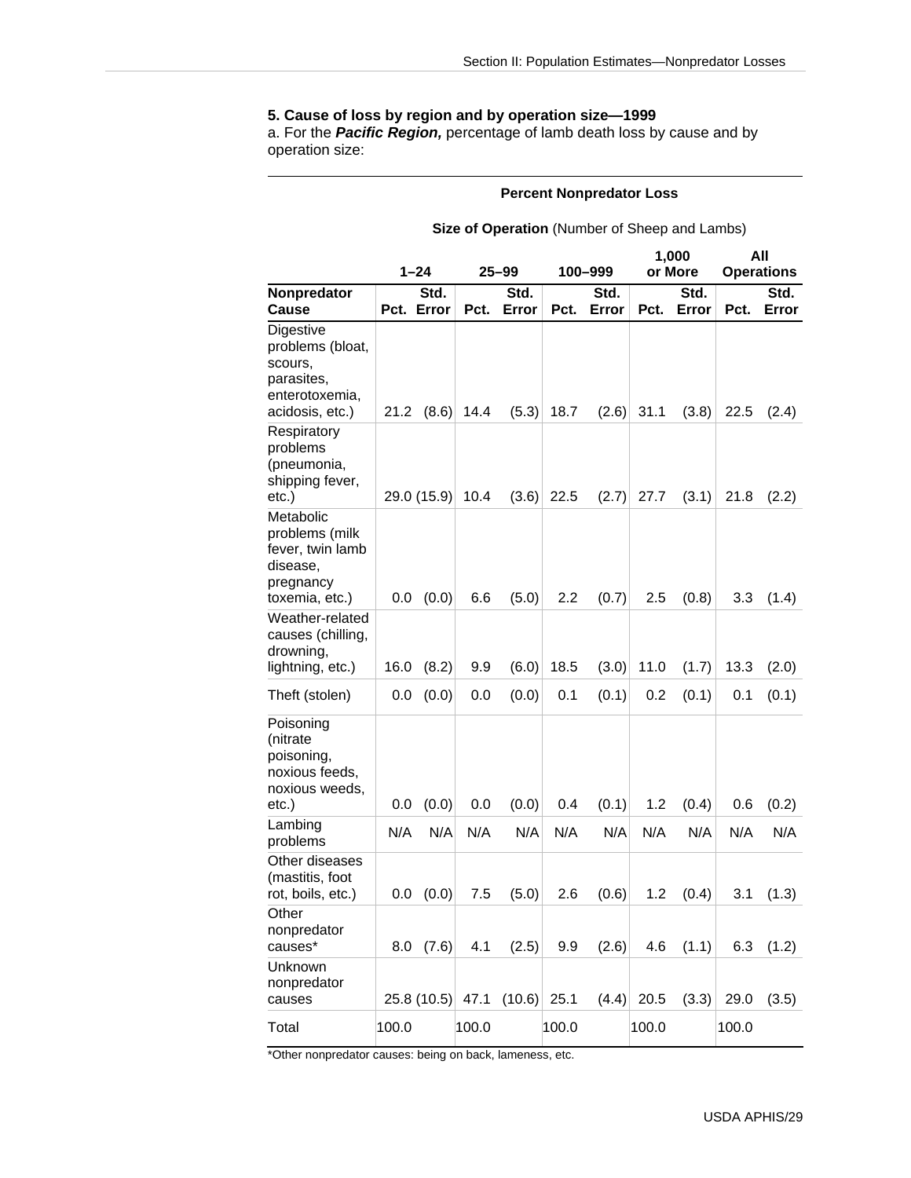### 5. Cause of loss by region and by operation size—1999

a. For the ***Pacific Region,*** percentage of lamb death loss by cause and by operation size:

| | Percent Nonpredator Loss | | | | | | | | | |
|---|---|---|---|---|---|---|---|---|---|---|
| | Size of Operation (Number of Sheep and Lambs) | | | | | | | | | |
| | 1–24 | | 25–99 | | 100–999 | | 1,000 or More | | All Operations | |
| **Nonpredator Cause** | **Pct.** | **Std. Error** | **Pct.** | **Std. Error** | **Pct.** | **Std. Error** | **Pct.** | **Std. Error** | **Pct.** | **Std. Error** |
| Digestive problems (bloat, scours, parasites, enterotoxemia, acidosis, etc.) | 21.2 | (8.6) | 14.4 | (5.3) | 18.7 | (2.6) | 31.1 | (3.8) | 22.5 | (2.4) |
| Respiratory problems (pneumonia, shipping fever, etc.) | 29.0 | (15.9) | 10.4 | (3.6) | 22.5 | (2.7) | 27.7 | (3.1) | 21.8 | (2.2) |
| Metabolic problems (milk fever, twin lamb disease, pregnancy toxemia, etc.) | 0.0 | (0.0) | 6.6 | (5.0) | 2.2 | (0.7) | 2.5 | (0.8) | 3.3 | (1.4) |
| Weather-related causes (chilling, drowning, lightning, etc.) | 16.0 | (8.2) | 9.9 | (6.0) | 18.5 | (3.0) | 11.0 | (1.7) | 13.3 | (2.0) |
| Theft (stolen) | 0.0 | (0.0) | 0.0 | (0.0) | 0.1 | (0.1) | 0.2 | (0.1) | 0.1 | (0.1) |
| Poisoning (nitrate poisoning, noxious feeds, noxious weeds, etc.) | 0.0 | (0.0) | 0.0 | (0.0) | 0.4 | (0.1) | 1.2 | (0.4) | 0.6 | (0.2) |
| Lambing problems | N/A | N/A | N/A | N/A | N/A | N/A | N/A | N/A | N/A | N/A |
| Other diseases (mastitis, foot rot, boils, etc.) | 0.0 | (0.0) | 7.5 | (5.0) | 2.6 | (0.6) | 1.2 | (0.4) | 3.1 | (1.3) |
| Other nonpredator causes* | 8.0 | (7.6) | 4.1 | (2.5) | 9.9 | (2.6) | 4.6 | (1.1) | 6.3 | (1.2) |
| Unknown nonpredator causes | 25.8 | (10.5) | 47.1 | (10.6) | 25.1 | (4.4) | 20.5 | (3.3) | 29.0 | (3.5) |
| Total | 100.0 | | 100.0 | | 100.0 | | 100.0 | | 100.0 | |

*Other nonpredator causes: being on back, lameness, etc.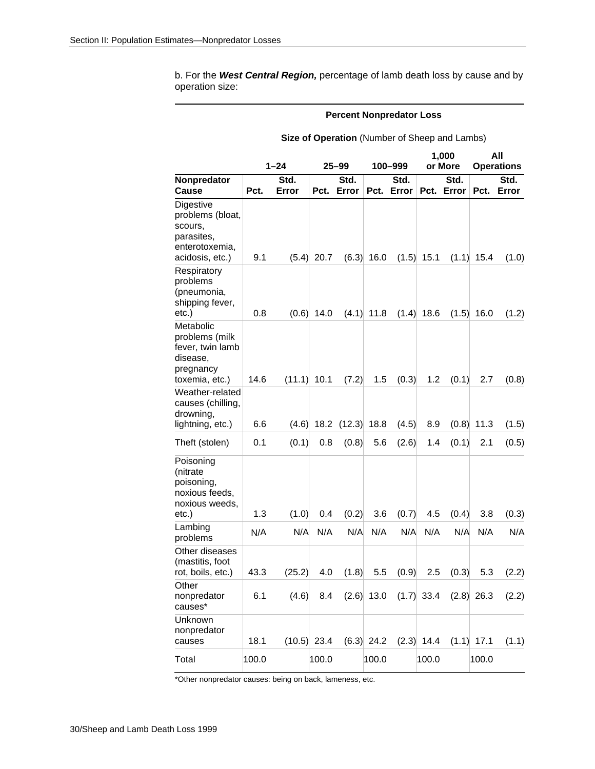b. For the ***West Central Region,*** percentage of lamb death loss by cause and by operation size:

| | Percent Nonpredator Loss | | | | | | | | | |
|---|---|---|---|---|---|---|---|---|---|---|
| | Size of Operation (Number of Sheep and Lambs) | | | | | | | | | |
| | 1–24 | | 25–99 | | 100–999 | | 1,000 or More | | All Operations | |
| **Nonpredator Cause** | **Pct.** | **Std. Error** | **Pct.** | **Std. Error** | **Pct.** | **Std. Error** | **Pct.** | **Std. Error** | **Pct.** | **Std. Error** |
| Digestive problems (bloat, scours, parasites, enterotoxemia, acidosis, etc.) | 9.1 | (5.4) | 20.7 | (6.3) | 16.0 | (1.5) | 15.1 | (1.1) | 15.4 | (1.0) |
| Respiratory problems (pneumonia, shipping fever, etc.) | 0.8 | (0.6) | 14.0 | (4.1) | 11.8 | (1.4) | 18.6 | (1.5) | 16.0 | (1.2) |
| Metabolic problems (milk fever, twin lamb disease, pregnancy toxemia, etc.) | 14.6 | (11.1) | 10.1 | (7.2) | 1.5 | (0.3) | 1.2 | (0.1) | 2.7 | (0.8) |
| Weather-related causes (chilling, drowning, lightning, etc.) | 6.6 | (4.6) | 18.2 | (12.3) | 18.8 | (4.5) | 8.9 | (0.8) | 11.3 | (1.5) |
| Theft (stolen) | 0.1 | (0.1) | 0.8 | (0.8) | 5.6 | (2.6) | 1.4 | (0.1) | 2.1 | (0.5) |
| Poisoning (nitrate poisoning, noxious feeds, noxious weeds, etc.) | 1.3 | (1.0) | 0.4 | (0.2) | 3.6 | (0.7) | 4.5 | (0.4) | 3.8 | (0.3) |
| Lambing problems | N/A | N/A | N/A | N/A | N/A | N/A | N/A | N/A | N/A | N/A |
| Other diseases (mastitis, foot rot, boils, etc.) | 43.3 | (25.2) | 4.0 | (1.8) | 5.5 | (0.9) | 2.5 | (0.3) | 5.3 | (2.2) |
| Other nonpredator causes* | 6.1 | (4.6) | 8.4 | (2.6) | 13.0 | (1.7) | 33.4 | (2.8) | 26.3 | (2.2) |
| Unknown nonpredator causes | 18.1 | (10.5) | 23.4 | (6.3) | 24.2 | (2.3) | 14.4 | (1.1) | 17.1 | (1.1) |
| Total | 100.0 | | 100.0 | | 100.0 | | 100.0 | | 100.0 | |

*Other nonpredator causes: being on back, lameness, etc.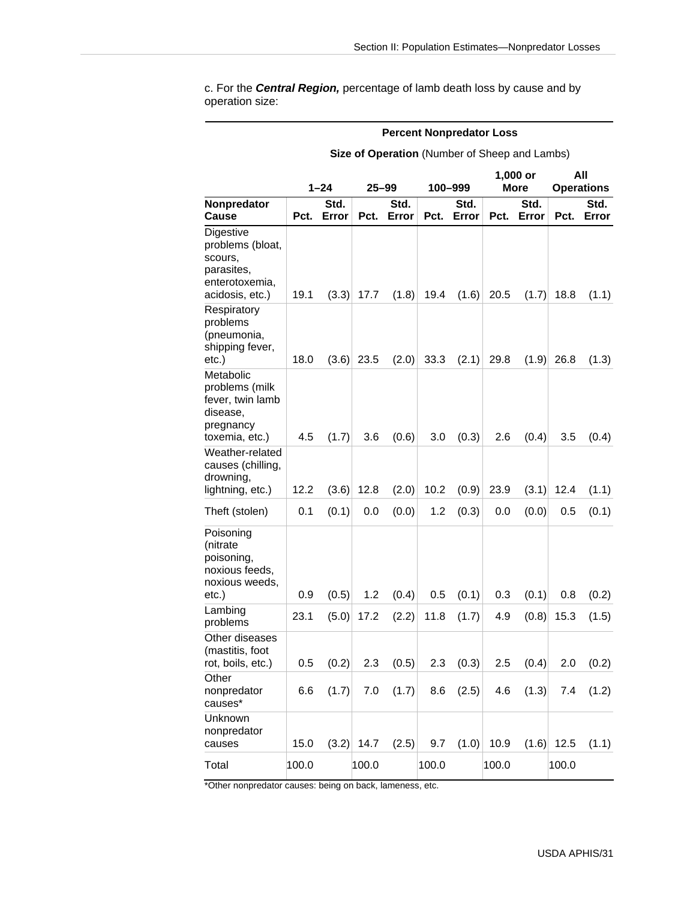c. For the ***Central Region,*** percentage of lamb death loss by cause and by operation size:

| | Percent Nonpredator Loss | | | | | | | | | |
|---|---|---|---|---|---|---|---|---|---|---|
| | Size of Operation (Number of Sheep and Lambs) | | | | | | | | | |
| | 1–24 | | 25–99 | | 100–999 | | 1,000 or More | | All Operations | |
| Nonpredator Cause | Pct. | Std. Error | Pct. | Std. Error | Pct. | Std. Error | Pct. | Std. Error | Pct. | Std. Error |
| Digestive problems (bloat, scours, parasites, enterotoxemia, acidosis, etc.) | 19.1 | (3.3) | 17.7 | (1.8) | 19.4 | (1.6) | 20.5 | (1.7) | 18.8 | (1.1) |
| Respiratory problems (pneumonia, shipping fever, etc.) | 18.0 | (3.6) | 23.5 | (2.0) | 33.3 | (2.1) | 29.8 | (1.9) | 26.8 | (1.3) |
| Metabolic problems (milk fever, twin lamb disease, pregnancy toxemia, etc.) | 4.5 | (1.7) | 3.6 | (0.6) | 3.0 | (0.3) | 2.6 | (0.4) | 3.5 | (0.4) |
| Weather-related causes (chilling, drowning, lightning, etc.) | 12.2 | (3.6) | 12.8 | (2.0) | 10.2 | (0.9) | 23.9 | (3.1) | 12.4 | (1.1) |
| Theft (stolen) | 0.1 | (0.1) | 0.0 | (0.0) | 1.2 | (0.3) | 0.0 | (0.0) | 0.5 | (0.1) |
| Poisoning (nitrate poisoning, noxious feeds, noxious weeds, etc.) | 0.9 | (0.5) | 1.2 | (0.4) | 0.5 | (0.1) | 0.3 | (0.1) | 0.8 | (0.2) |
| Lambing problems | 23.1 | (5.0) | 17.2 | (2.2) | 11.8 | (1.7) | 4.9 | (0.8) | 15.3 | (1.5) |
| Other diseases (mastitis, foot rot, boils, etc.) | 0.5 | (0.2) | 2.3 | (0.5) | 2.3 | (0.3) | 2.5 | (0.4) | 2.0 | (0.2) |
| Other nonpredator causes* | 6.6 | (1.7) | 7.0 | (1.7) | 8.6 | (2.5) | 4.6 | (1.3) | 7.4 | (1.2) |
| Unknown nonpredator causes | 15.0 | (3.2) | 14.7 | (2.5) | 9.7 | (1.0) | 10.9 | (1.6) | 12.5 | (1.1) |
| Total | 100.0 | | 100.0 | | 100.0 | | 100.0 | | 100.0 | |

*Other nonpredator causes: being on back, lameness, etc.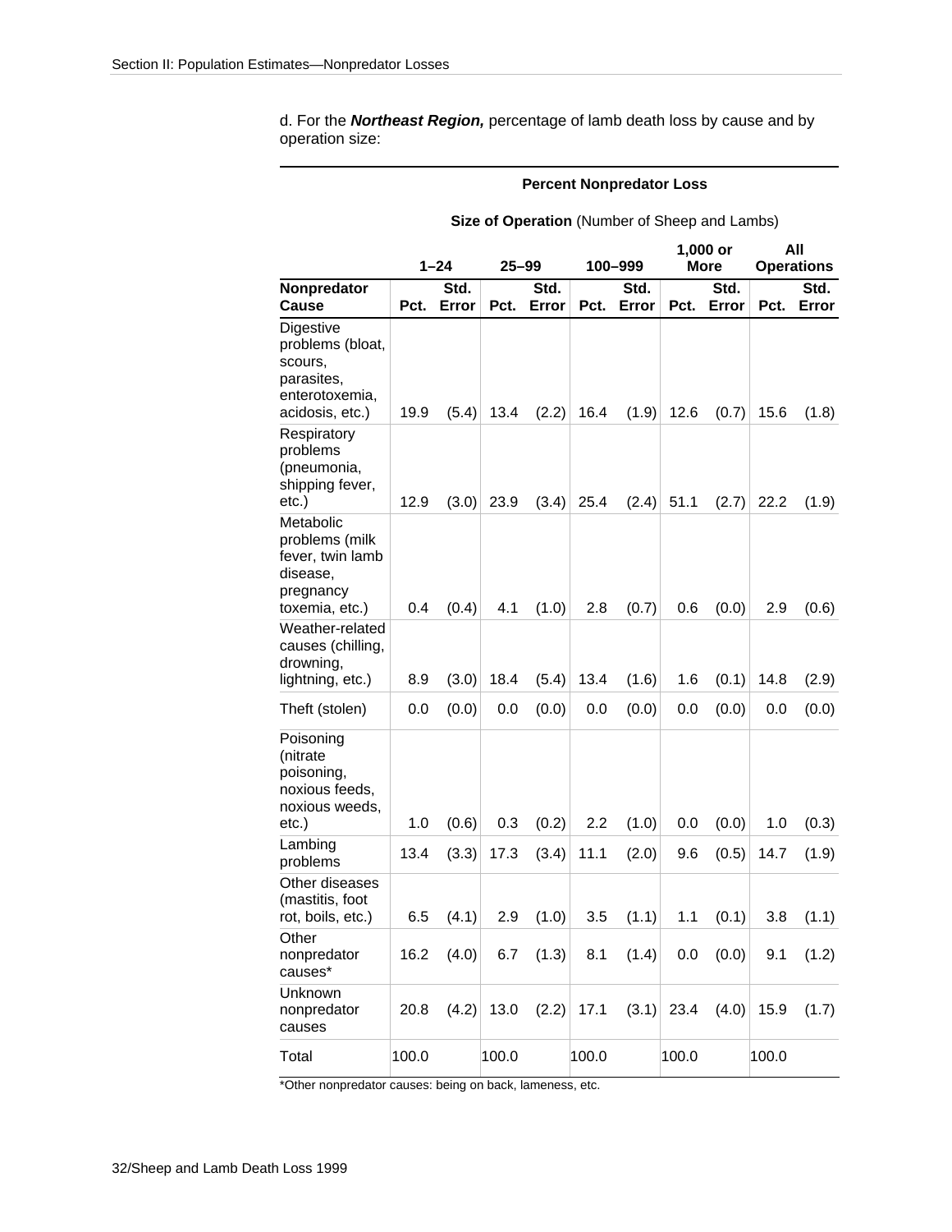d. For the ***Northeast Region,*** percentage of lamb death loss by cause and by operation size:

| | **Percent Nonpredator Loss** | | | | | | | | | |
|---|---|---|---|---|---|---|---|---|---|---|
| | **Size of Operation** (Number of Sheep and Lambs) | | | | | | | | | |
| | **1–24** | | **25–99** | | **100–999** | | **1,000 or More** | | **All Operations** | |
| **Nonpredator Cause** | **Pct.** | **Std. Error** | **Pct.** | **Std. Error** | **Pct.** | **Std. Error** | **Pct.** | **Std. Error** | **Pct.** | **Std. Error** |
| Digestive problems (bloat, scours, parasites, enterotoxemia, acidosis, etc.) | 19.9 | (5.4) | 13.4 | (2.2) | 16.4 | (1.9) | 12.6 | (0.7) | 15.6 | (1.8) |
| Respiratory problems (pneumonia, shipping fever, etc.) | 12.9 | (3.0) | 23.9 | (3.4) | 25.4 | (2.4) | 51.1 | (2.7) | 22.2 | (1.9) |
| Metabolic problems (milk fever, twin lamb disease, pregnancy toxemia, etc.) | 0.4 | (0.4) | 4.1 | (1.0) | 2.8 | (0.7) | 0.6 | (0.0) | 2.9 | (0.6) |
| Weather-related causes (chilling, drowning, lightning, etc.) | 8.9 | (3.0) | 18.4 | (5.4) | 13.4 | (1.6) | 1.6 | (0.1) | 14.8 | (2.9) |
| Theft (stolen) | 0.0 | (0.0) | 0.0 | (0.0) | 0.0 | (0.0) | 0.0 | (0.0) | 0.0 | (0.0) |
| Poisoning (nitrate poisoning, noxious feeds, noxious weeds, etc.) | 1.0 | (0.6) | 0.3 | (0.2) | 2.2 | (1.0) | 0.0 | (0.0) | 1.0 | (0.3) |
| Lambing problems | 13.4 | (3.3) | 17.3 | (3.4) | 11.1 | (2.0) | 9.6 | (0.5) | 14.7 | (1.9) |
| Other diseases (mastitis, foot rot, boils, etc.) | 6.5 | (4.1) | 2.9 | (1.0) | 3.5 | (1.1) | 1.1 | (0.1) | 3.8 | (1.1) |
| Other nonpredator causes* | 16.2 | (4.0) | 6.7 | (1.3) | 8.1 | (1.4) | 0.0 | (0.0) | 9.1 | (1.2) |
| Unknown nonpredator causes | 20.8 | (4.2) | 13.0 | (2.2) | 17.1 | (3.1) | 23.4 | (4.0) | 15.9 | (1.7) |
| Total | 100.0 | | 100.0 | | 100.0 | | 100.0 | | 100.0 | |

*Other nonpredator causes: being on back, lameness, etc.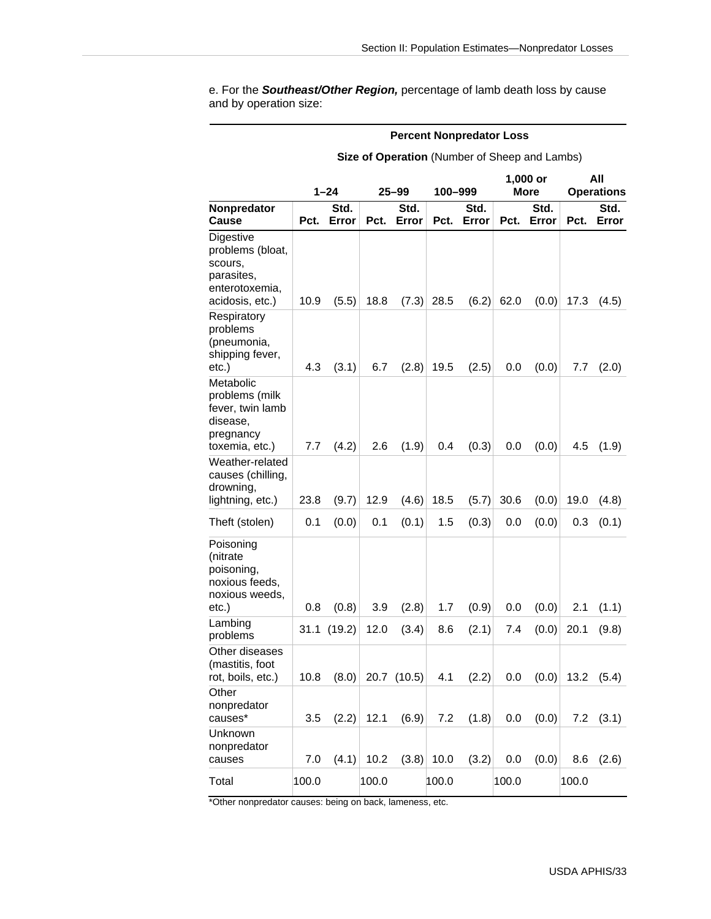e. For the ***Southeast/Other Region,*** percentage of lamb death loss by cause and by operation size:

| | **Percent Nonpredator Loss** | | | | | | | | | |
|---|---|---|---|---|---|---|---|---|---|---|
| | **Size of Operation** (Number of Sheep and Lambs) | | | | | | | | | |
| | **1–24** | | **25–99** | | **100–999** | | **1,000 or More** | | **All Operations** | |
| **Nonpredator Cause** | **Pct.** | **Std. Error** | **Pct.** | **Std. Error** | **Pct.** | **Std. Error** | **Pct.** | **Std. Error** | **Pct.** | **Std. Error** |
| Digestive problems (bloat, scours, parasites, enterotoxemia, acidosis, etc.) | 10.9 | (5.5) | 18.8 | (7.3) | 28.5 | (6.2) | 62.0 | (0.0) | 17.3 | (4.5) |
| Respiratory problems (pneumonia, shipping fever, etc.) | 4.3 | (3.1) | 6.7 | (2.8) | 19.5 | (2.5) | 0.0 | (0.0) | 7.7 | (2.0) |
| Metabolic problems (milk fever, twin lamb disease, pregnancy toxemia, etc.) | 7.7 | (4.2) | 2.6 | (1.9) | 0.4 | (0.3) | 0.0 | (0.0) | 4.5 | (1.9) |
| Weather-related causes (chilling, drowning, lightning, etc.) | 23.8 | (9.7) | 12.9 | (4.6) | 18.5 | (5.7) | 30.6 | (0.0) | 19.0 | (4.8) |
| Theft (stolen) | 0.1 | (0.0) | 0.1 | (0.1) | 1.5 | (0.3) | 0.0 | (0.0) | 0.3 | (0.1) |
| Poisoning (nitrate poisoning, noxious feeds, noxious weeds, etc.) | 0.8 | (0.8) | 3.9 | (2.8) | 1.7 | (0.9) | 0.0 | (0.0) | 2.1 | (1.1) |
| Lambing problems | 31.1 | (19.2) | 12.0 | (3.4) | 8.6 | (2.1) | 7.4 | (0.0) | 20.1 | (9.8) |
| Other diseases (mastitis, foot rot, boils, etc.) | 10.8 | (8.0) | 20.7 | (10.5) | 4.1 | (2.2) | 0.0 | (0.0) | 13.2 | (5.4) |
| Other nonpredator causes* | 3.5 | (2.2) | 12.1 | (6.9) | 7.2 | (1.8) | 0.0 | (0.0) | 7.2 | (3.1) |
| Unknown nonpredator causes | 7.0 | (4.1) | 10.2 | (3.8) | 10.0 | (3.2) | 0.0 | (0.0) | 8.6 | (2.6) |
| Total | 100.0 | | 100.0 | | 100.0 | | 100.0 | | 100.0 | |

*Other nonpredator causes: being on back, lameness, etc.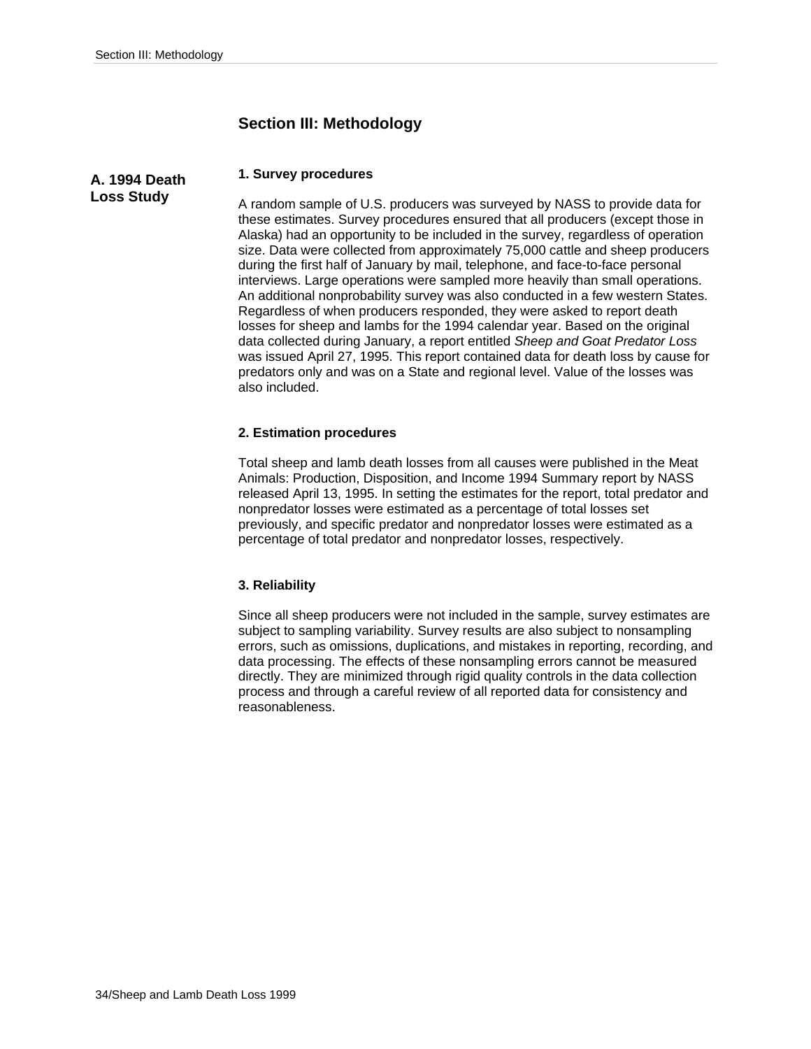# Section III: Methodology

## A. 1994 Death Loss Study

### 1. Survey procedures

A random sample of U.S. producers was surveyed by NASS to provide data for these estimates. Survey procedures ensured that all producers (except those in Alaska) had an opportunity to be included in the survey, regardless of operation size. Data were collected from approximately 75,000 cattle and sheep producers during the first half of January by mail, telephone, and face-to-face personal interviews. Large operations were sampled more heavily than small operations. An additional nonprobability survey was also conducted in a few western States. Regardless of when producers responded, they were asked to report death losses for sheep and lambs for the 1994 calendar year. Based on the original data collected during January, a report entitled *Sheep and Goat Predator Loss* was issued April 27, 1995. This report contained data for death loss by cause for predators only and was on a State and regional level. Value of the losses was also included.

### 2. Estimation procedures

Total sheep and lamb death losses from all causes were published in the Meat Animals: Production, Disposition, and Income 1994 Summary report by NASS released April 13, 1995. In setting the estimates for the report, total predator and nonpredator losses were estimated as a percentage of total losses set previously, and specific predator and nonpredator losses were estimated as a percentage of total predator and nonpredator losses, respectively.

### 3. Reliability

Since all sheep producers were not included in the sample, survey estimates are subject to sampling variability. Survey results are also subject to nonsampling errors, such as omissions, duplications, and mistakes in reporting, recording, and data processing. The effects of these nonsampling errors cannot be measured directly. They are minimized through rigid quality controls in the data collection process and through a careful review of all reported data for consistency and reasonableness.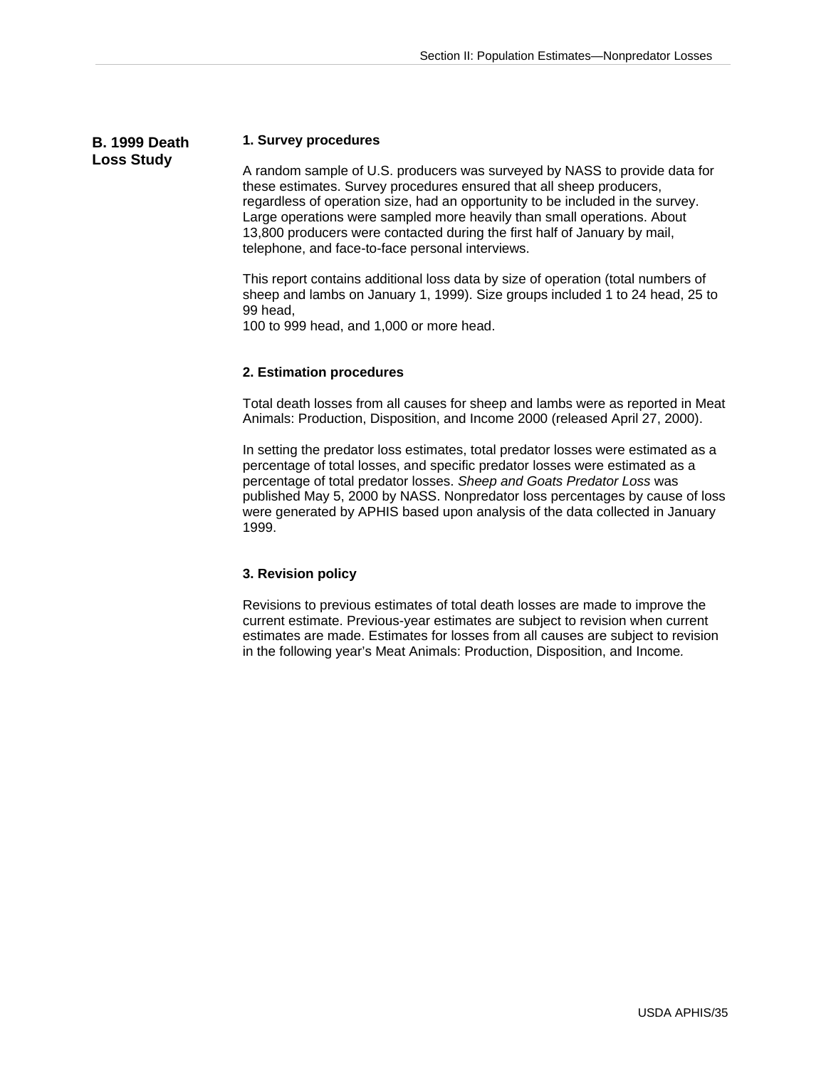## B. 1999 Death Loss Study

### 1. Survey procedures

A random sample of U.S. producers was surveyed by NASS to provide data for these estimates. Survey procedures ensured that all sheep producers, regardless of operation size, had an opportunity to be included in the survey. Large operations were sampled more heavily than small operations. About 13,800 producers were contacted during the first half of January by mail, telephone, and face-to-face personal interviews.

This report contains additional loss data by size of operation (total numbers of sheep and lambs on January 1, 1999). Size groups included 1 to 24 head, 25 to 99 head, 100 to 999 head, and 1,000 or more head.

### 2. Estimation procedures

Total death losses from all causes for sheep and lambs were as reported in Meat Animals: Production, Disposition, and Income 2000 (released April 27, 2000).

In setting the predator loss estimates, total predator losses were estimated as a percentage of total losses, and specific predator losses were estimated as a percentage of total predator losses. *Sheep and Goats Predator Loss* was published May 5, 2000 by NASS. Nonpredator loss percentages by cause of loss were generated by APHIS based upon analysis of the data collected in January 1999.

### 3. Revision policy

Revisions to previous estimates of total death losses are made to improve the current estimate. Previous-year estimates are subject to revision when current estimates are made. Estimates for losses from all causes are subject to revision in the following year's Meat Animals: Production, Disposition, and Income.